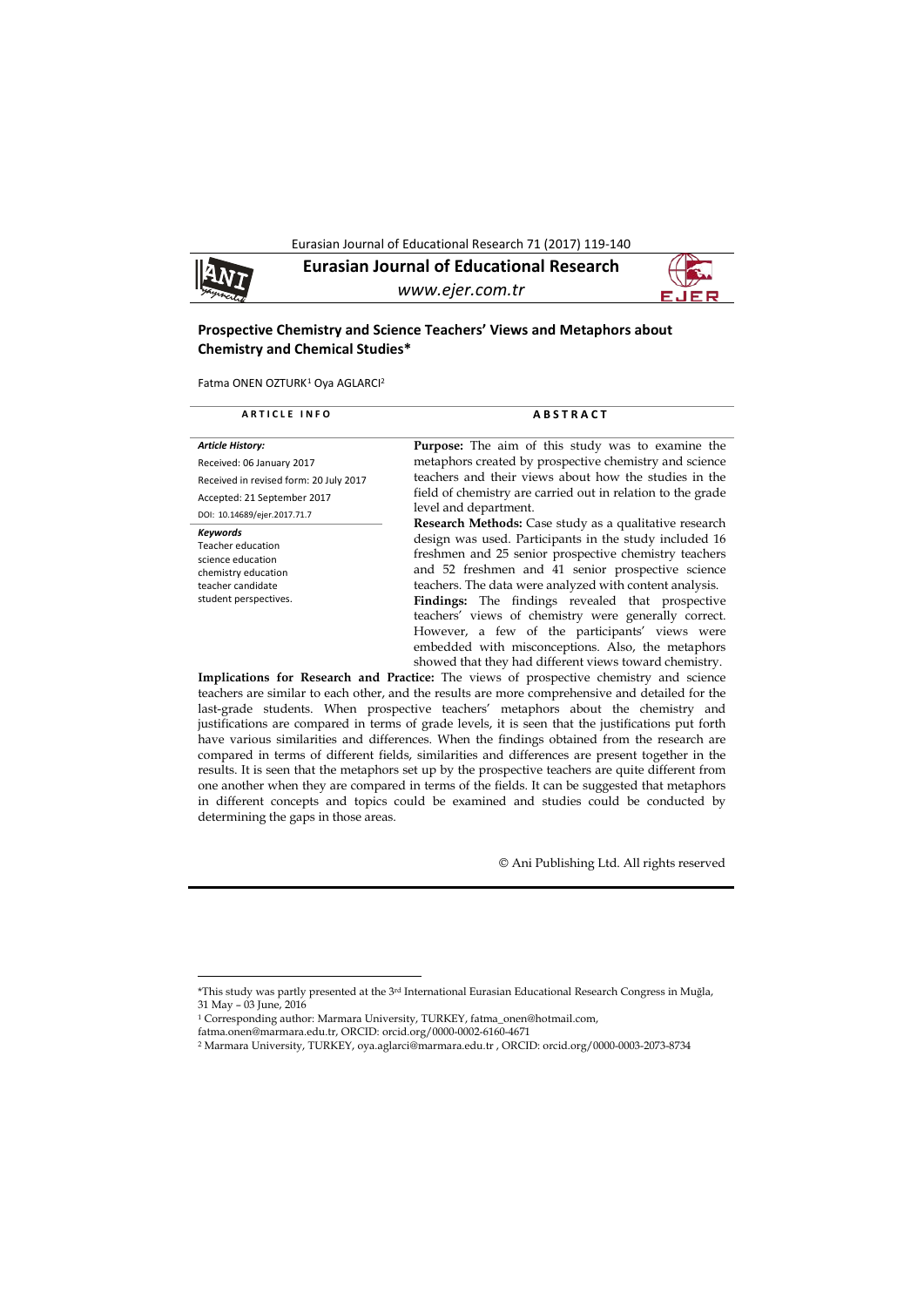# Eurasian Journal of Educational Research

*www.ejer.com.tr*

## Prospective Chemistry and Science Teachers' Views and Metaphors about Chemistry and Chemical Studies*

Fatma ONEN OZTURK[1] Oya AGLARCI[2]

**ARTICLE INFO**

***Article History:***

Received: 06 January 2017

Received in revised form: 20 July 2017

Accepted: 21 September 2017

DOI: 10.14689/ejer.2017.71.7

***Keywords***

Teacher education
science education
chemistry education
teacher candidate
student perspectives.

**ABSTRACT**

**Purpose:** The aim of this study was to examine the metaphors created by prospective chemistry and science teachers and their views about how the studies in the field of chemistry are carried out in relation to the grade level and department.

**Research Methods:** Case study as a qualitative research design was used. Participants in the study included 16 freshmen and 25 senior prospective chemistry teachers and 52 freshmen and 41 senior prospective science teachers. The data were analyzed with content analysis.

**Findings:** The findings revealed that prospective teachers' views of chemistry were generally correct. However, a few of the participants' views were embedded with misconceptions. Also, the metaphors showed that they had different views toward chemistry.

**Implications for Research and Practice:** The views of prospective chemistry and science teachers are similar to each other, and the results are more comprehensive and detailed for the last-grade students. When prospective teachers' metaphors about the chemistry and justifications are compared in terms of grade levels, it is seen that the justifications put forth have various similarities and differences. When the findings obtained from the research are compared in terms of different fields, similarities and differences are present together in the results. It is seen that the metaphors set up by the prospective teachers are quite different from one another when they are compared in terms of the fields. It can be suggested that metaphors in different concepts and topics could be examined and studies could be conducted by determining the gaps in those areas.

© Ani Publishing Ltd. All rights reserved

---

*This study was partly presented at the 3rd International Eurasian Educational Research Congress in Muğla, 31 May – 03 June, 2016

[1] Corresponding author: Marmara University, TURKEY, fatma_onen@hotmail.com, fatma.onen@marmara.edu.tr, ORCID: orcid.org/0000-0002-6160-4671

[2] Marmara University, TURKEY, oya.aglarci@marmara.edu.tr , ORCID: orcid.org/0000-0003-2073-8734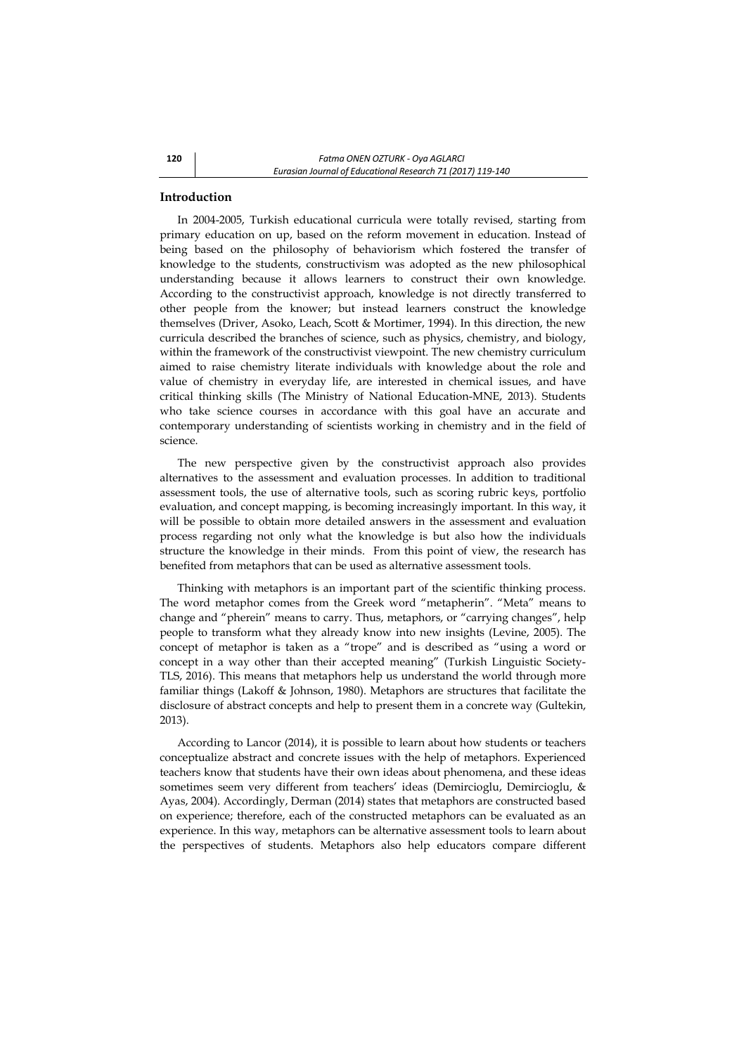## Introduction

In 2004-2005, Turkish educational curricula were totally revised, starting from primary education on up, based on the reform movement in education. Instead of being based on the philosophy of behaviorism which fostered the transfer of knowledge to the students, constructivism was adopted as the new philosophical understanding because it allows learners to construct their own knowledge. According to the constructivist approach, knowledge is not directly transferred to other people from the knower; but instead learners construct the knowledge themselves (Driver, Asoko, Leach, Scott & Mortimer, 1994). In this direction, the new curricula described the branches of science, such as physics, chemistry, and biology, within the framework of the constructivist viewpoint. The new chemistry curriculum aimed to raise chemistry literate individuals with knowledge about the role and value of chemistry in everyday life, are interested in chemical issues, and have critical thinking skills (The Ministry of National Education-MNE, 2013). Students who take science courses in accordance with this goal have an accurate and contemporary understanding of scientists working in chemistry and in the field of science.

The new perspective given by the constructivist approach also provides alternatives to the assessment and evaluation processes. In addition to traditional assessment tools, the use of alternative tools, such as scoring rubric keys, portfolio evaluation, and concept mapping, is becoming increasingly important. In this way, it will be possible to obtain more detailed answers in the assessment and evaluation process regarding not only what the knowledge is but also how the individuals structure the knowledge in their minds. From this point of view, the research has benefited from metaphors that can be used as alternative assessment tools.

Thinking with metaphors is an important part of the scientific thinking process. The word metaphor comes from the Greek word "metapherin". "Meta" means to change and "pherein" means to carry. Thus, metaphors, or "carrying changes", help people to transform what they already know into new insights (Levine, 2005). The concept of metaphor is taken as a "trope" and is described as "using a word or concept in a way other than their accepted meaning" (Turkish Linguistic Society-TLS, 2016). This means that metaphors help us understand the world through more familiar things (Lakoff & Johnson, 1980). Metaphors are structures that facilitate the disclosure of abstract concepts and help to present them in a concrete way (Gultekin, 2013).

According to Lancor (2014), it is possible to learn about how students or teachers conceptualize abstract and concrete issues with the help of metaphors. Experienced teachers know that students have their own ideas about phenomena, and these ideas sometimes seem very different from teachers' ideas (Demircioglu, Demircioglu, & Ayas, 2004). Accordingly, Derman (2014) states that metaphors are constructed based on experience; therefore, each of the constructed metaphors can be evaluated as an experience. In this way, metaphors can be alternative assessment tools to learn about the perspectives of students. Metaphors also help educators compare different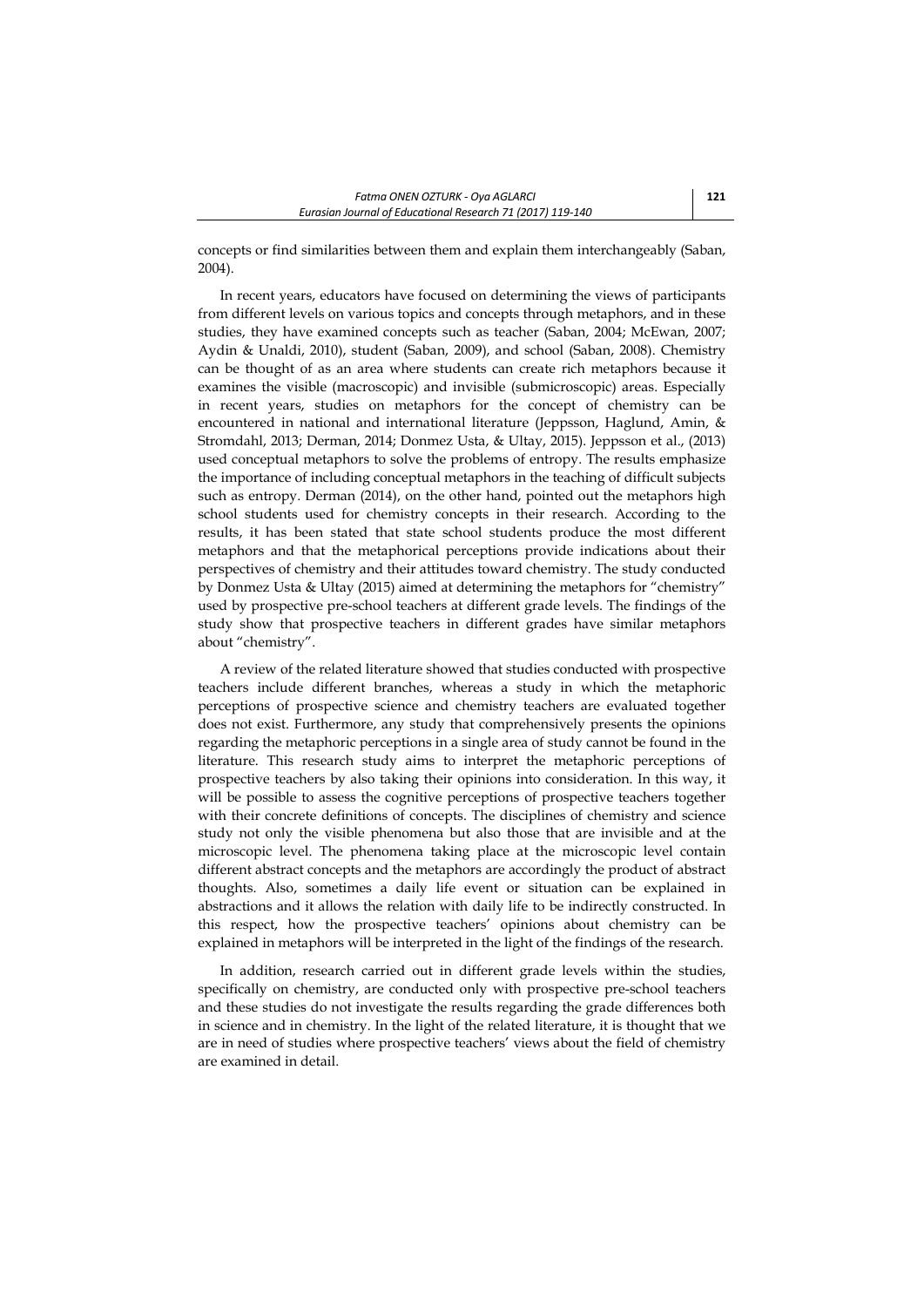concepts or find similarities between them and explain them interchangeably (Saban, 2004).

In recent years, educators have focused on determining the views of participants from different levels on various topics and concepts through metaphors, and in these studies, they have examined concepts such as teacher (Saban, 2004; McEwan, 2007; Aydin & Unaldi, 2010), student (Saban, 2009), and school (Saban, 2008). Chemistry can be thought of as an area where students can create rich metaphors because it examines the visible (macroscopic) and invisible (submicroscopic) areas. Especially in recent years, studies on metaphors for the concept of chemistry can be encountered in national and international literature (Jeppsson, Haglund, Amin, & Stromdahl, 2013; Derman, 2014; Donmez Usta, & Ultay, 2015). Jeppsson et al., (2013) used conceptual metaphors to solve the problems of entropy. The results emphasize the importance of including conceptual metaphors in the teaching of difficult subjects such as entropy. Derman (2014), on the other hand, pointed out the metaphors high school students used for chemistry concepts in their research. According to the results, it has been stated that state school students produce the most different metaphors and that the metaphorical perceptions provide indications about their perspectives of chemistry and their attitudes toward chemistry. The study conducted by Donmez Usta & Ultay (2015) aimed at determining the metaphors for "chemistry" used by prospective pre-school teachers at different grade levels. The findings of the study show that prospective teachers in different grades have similar metaphors about "chemistry".

A review of the related literature showed that studies conducted with prospective teachers include different branches, whereas a study in which the metaphoric perceptions of prospective science and chemistry teachers are evaluated together does not exist. Furthermore, any study that comprehensively presents the opinions regarding the metaphoric perceptions in a single area of study cannot be found in the literature. This research study aims to interpret the metaphoric perceptions of prospective teachers by also taking their opinions into consideration. In this way, it will be possible to assess the cognitive perceptions of prospective teachers together with their concrete definitions of concepts. The disciplines of chemistry and science study not only the visible phenomena but also those that are invisible and at the microscopic level. The phenomena taking place at the microscopic level contain different abstract concepts and the metaphors are accordingly the product of abstract thoughts. Also, sometimes a daily life event or situation can be explained in abstractions and it allows the relation with daily life to be indirectly constructed. In this respect, how the prospective teachers' opinions about chemistry can be explained in metaphors will be interpreted in the light of the findings of the research.

In addition, research carried out in different grade levels within the studies, specifically on chemistry, are conducted only with prospective pre-school teachers and these studies do not investigate the results regarding the grade differences both in science and in chemistry. In the light of the related literature, it is thought that we are in need of studies where prospective teachers' views about the field of chemistry are examined in detail.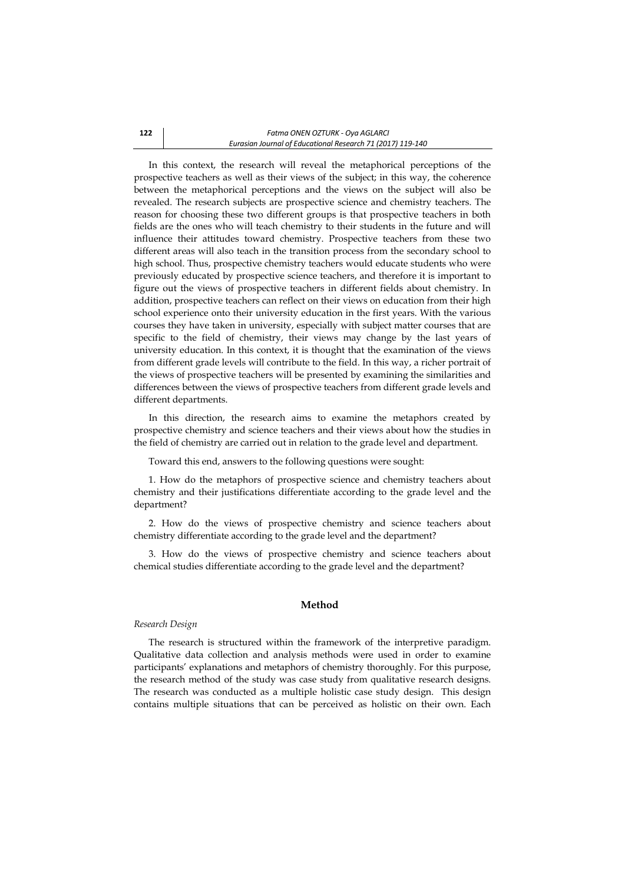In this context, the research will reveal the metaphorical perceptions of the prospective teachers as well as their views of the subject; in this way, the coherence between the metaphorical perceptions and the views on the subject will also be revealed. The research subjects are prospective science and chemistry teachers. The reason for choosing these two different groups is that prospective teachers in both fields are the ones who will teach chemistry to their students in the future and will influence their attitudes toward chemistry. Prospective teachers from these two different areas will also teach in the transition process from the secondary school to high school. Thus, prospective chemistry teachers would educate students who were previously educated by prospective science teachers, and therefore it is important to figure out the views of prospective teachers in different fields about chemistry. In addition, prospective teachers can reflect on their views on education from their high school experience onto their university education in the first years. With the various courses they have taken in university, especially with subject matter courses that are specific to the field of chemistry, their views may change by the last years of university education. In this context, it is thought that the examination of the views from different grade levels will contribute to the field. In this way, a richer portrait of the views of prospective teachers will be presented by examining the similarities and differences between the views of prospective teachers from different grade levels and different departments.

In this direction, the research aims to examine the metaphors created by prospective chemistry and science teachers and their views about how the studies in the field of chemistry are carried out in relation to the grade level and department.

Toward this end, answers to the following questions were sought:

1. How do the metaphors of prospective science and chemistry teachers about chemistry and their justifications differentiate according to the grade level and the department?

2. How do the views of prospective chemistry and science teachers about chemistry differentiate according to the grade level and the department?

3. How do the views of prospective chemistry and science teachers about chemical studies differentiate according to the grade level and the department?

## Method

*Research Design*

The research is structured within the framework of the interpretive paradigm. Qualitative data collection and analysis methods were used in order to examine participants' explanations and metaphors of chemistry thoroughly. For this purpose, the research method of the study was case study from qualitative research designs. The research was conducted as a multiple holistic case study design. This design contains multiple situations that can be perceived as holistic on their own. Each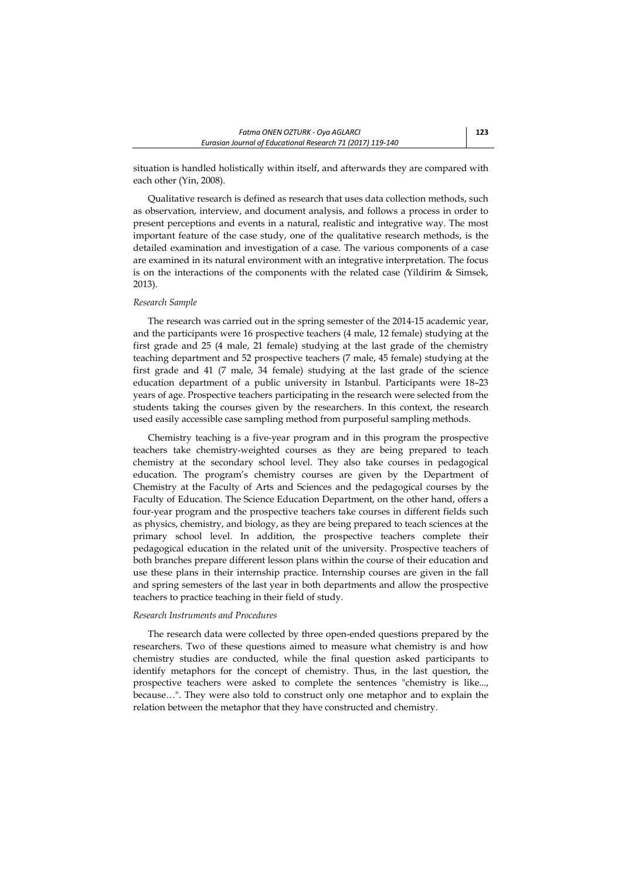situation is handled holistically within itself, and afterwards they are compared with each other (Yin, 2008).

Qualitative research is defined as research that uses data collection methods, such as observation, interview, and document analysis, and follows a process in order to present perceptions and events in a natural, realistic and integrative way. The most important feature of the case study, one of the qualitative research methods, is the detailed examination and investigation of a case. The various components of a case are examined in its natural environment with an integrative interpretation. The focus is on the interactions of the components with the related case (Yildirim & Simsek, 2013).

*Research Sample*

The research was carried out in the spring semester of the 2014-15 academic year, and the participants were 16 prospective teachers (4 male, 12 female) studying at the first grade and 25 (4 male, 21 female) studying at the last grade of the chemistry teaching department and 52 prospective teachers (7 male, 45 female) studying at the first grade and 41 (7 male, 34 female) studying at the last grade of the science education department of a public university in Istanbul. Participants were 18–23 years of age. Prospective teachers participating in the research were selected from the students taking the courses given by the researchers. In this context, the research used easily accessible case sampling method from purposeful sampling methods.

Chemistry teaching is a five-year program and in this program the prospective teachers take chemistry-weighted courses as they are being prepared to teach chemistry at the secondary school level. They also take courses in pedagogical education. The program's chemistry courses are given by the Department of Chemistry at the Faculty of Arts and Sciences and the pedagogical courses by the Faculty of Education. The Science Education Department, on the other hand, offers a four-year program and the prospective teachers take courses in different fields such as physics, chemistry, and biology, as they are being prepared to teach sciences at the primary school level. In addition, the prospective teachers complete their pedagogical education in the related unit of the university. Prospective teachers of both branches prepare different lesson plans within the course of their education and use these plans in their internship practice. Internship courses are given in the fall and spring semesters of the last year in both departments and allow the prospective teachers to practice teaching in their field of study.

*Research Instruments and Procedures*

The research data were collected by three open-ended questions prepared by the researchers. Two of these questions aimed to measure what chemistry is and how chemistry studies are conducted, while the final question asked participants to identify metaphors for the concept of chemistry. Thus, in the last question, the prospective teachers were asked to complete the sentences "chemistry is like..., because…". They were also told to construct only one metaphor and to explain the relation between the metaphor that they have constructed and chemistry.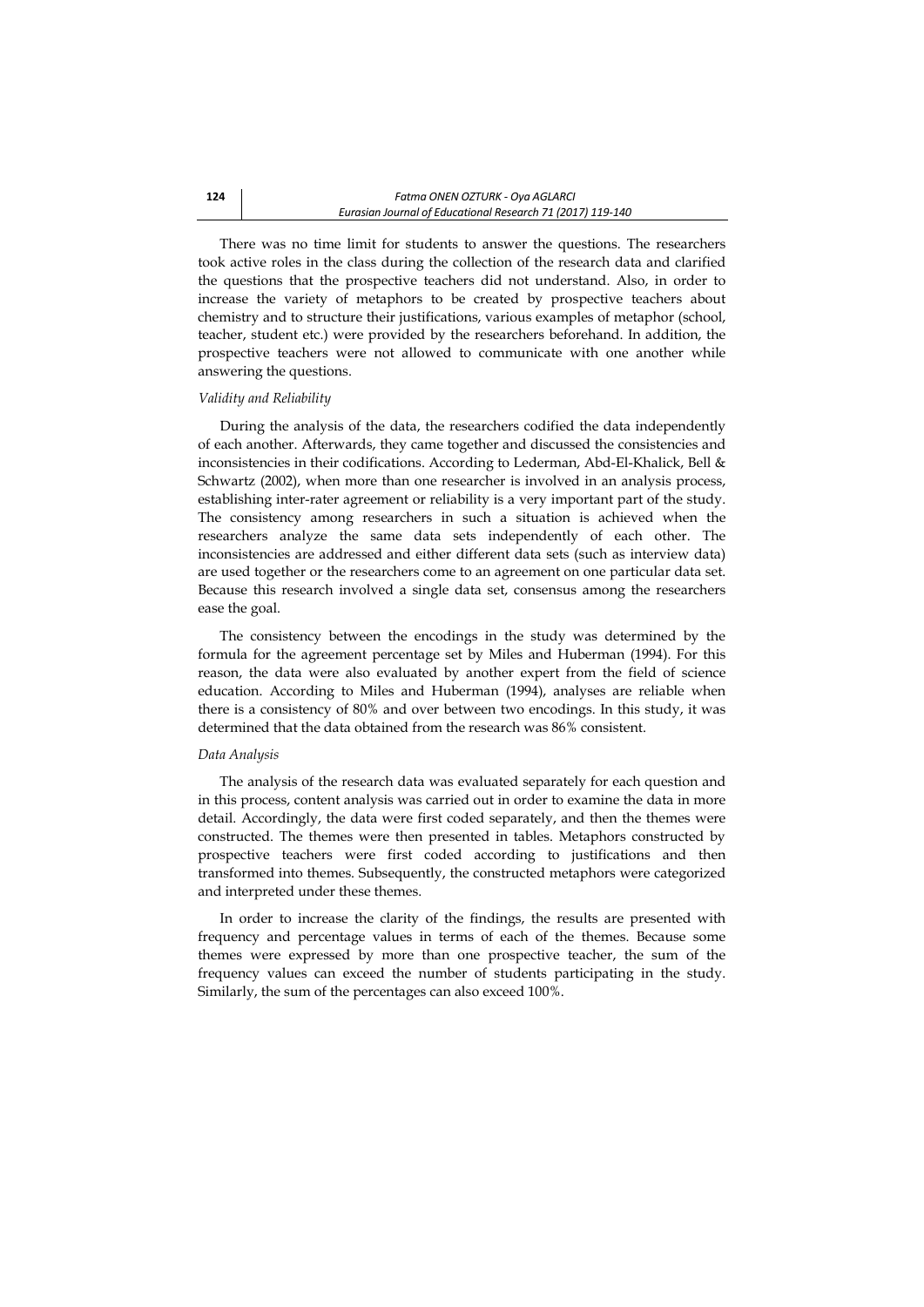There was no time limit for students to answer the questions. The researchers took active roles in the class during the collection of the research data and clarified the questions that the prospective teachers did not understand. Also, in order to increase the variety of metaphors to be created by prospective teachers about chemistry and to structure their justifications, various examples of metaphor (school, teacher, student etc.) were provided by the researchers beforehand. In addition, the prospective teachers were not allowed to communicate with one another while answering the questions.

*Validity and Reliability*

During the analysis of the data, the researchers codified the data independently of each another. Afterwards, they came together and discussed the consistencies and inconsistencies in their codifications. According to Lederman, Abd-El-Khalick, Bell & Schwartz (2002), when more than one researcher is involved in an analysis process, establishing inter-rater agreement or reliability is a very important part of the study. The consistency among researchers in such a situation is achieved when the researchers analyze the same data sets independently of each other. The inconsistencies are addressed and either different data sets (such as interview data) are used together or the researchers come to an agreement on one particular data set. Because this research involved a single data set, consensus among the researchers ease the goal.

The consistency between the encodings in the study was determined by the formula for the agreement percentage set by Miles and Huberman (1994). For this reason, the data were also evaluated by another expert from the field of science education. According to Miles and Huberman (1994), analyses are reliable when there is a consistency of 80% and over between two encodings. In this study, it was determined that the data obtained from the research was 86% consistent.

*Data Analysis*

The analysis of the research data was evaluated separately for each question and in this process, content analysis was carried out in order to examine the data in more detail. Accordingly, the data were first coded separately, and then the themes were constructed. The themes were then presented in tables. Metaphors constructed by prospective teachers were first coded according to justifications and then transformed into themes. Subsequently, the constructed metaphors were categorized and interpreted under these themes.

In order to increase the clarity of the findings, the results are presented with frequency and percentage values in terms of each of the themes. Because some themes were expressed by more than one prospective teacher, the sum of the frequency values can exceed the number of students participating in the study. Similarly, the sum of the percentages can also exceed 100%.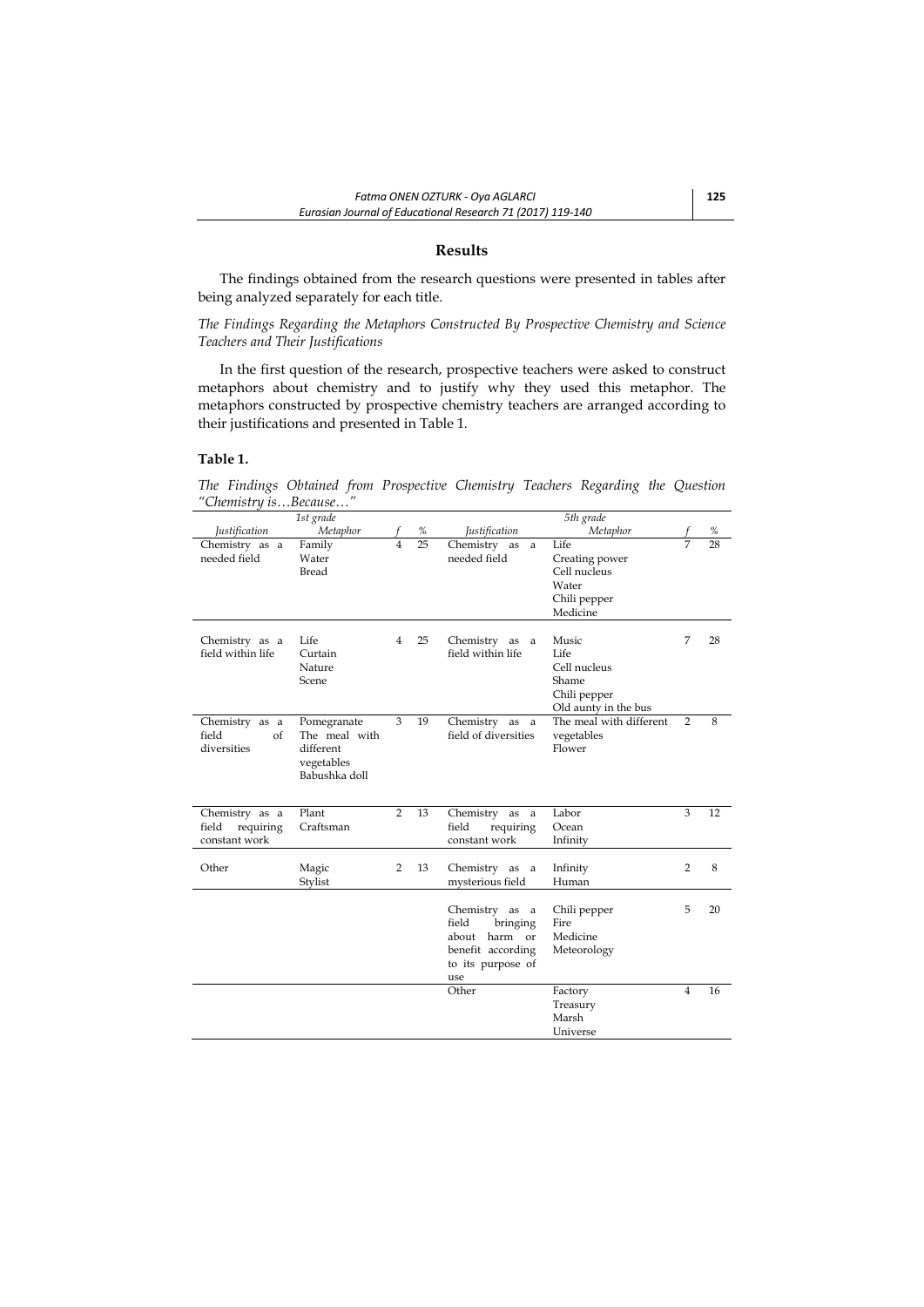## Results

The findings obtained from the research questions were presented in tables after being analyzed separately for each title.

*The Findings Regarding the Metaphors Constructed By Prospective Chemistry and Science Teachers and Their Justifications*

In the first question of the research, prospective teachers were asked to construct metaphors about chemistry and to justify why they used this metaphor. The metaphors constructed by prospective chemistry teachers are arranged according to their justifications and presented in Table 1.

**Table 1.**

*The Findings Obtained from Prospective Chemistry Teachers Regarding the Question "Chemistry is…Because…"*

| 1st grade | | | | 5th grade | | | |
|---|---|---|---|---|---|---|---|
| *Justification* | *Metaphor* | *f* | *%* | *Justification* | *Metaphor* | *f* | *%* |
| Chemistry as a needed field | Family<br>Water<br>Bread | 4 | 25 | Chemistry as a needed field | Life<br>Creating power<br>Cell nucleus<br>Water<br>Chili pepper<br>Medicine | 7 | 28 |
| Chemistry as a field within life | Life<br>Curtain<br>Nature<br>Scene | 4 | 25 | Chemistry as a field within life | Music<br>Life<br>Cell nucleus<br>Shame<br>Chili pepper<br>Old aunty in the bus | 7 | 28 |
| Chemistry as a field of diversities | Pomegranate<br>The meal with different vegetables<br>Babushka doll | 3 | 19 | Chemistry as a field of diversities | The meal with different vegetables<br>Flower | 2 | 8 |
| Chemistry as a field requiring constant work | Plant<br>Craftsman | 2 | 13 | Chemistry as a field requiring constant work | Labor<br>Ocean<br>Infinity | 3 | 12 |
| Other | Magic<br>Stylist | 2 | 13 | Chemistry as a mysterious field | Infinity<br>Human | 2 | 8 |
| | | | | Chemistry as a field bringing about harm or benefit according to its purpose of use | Chili pepper<br>Fire<br>Medicine<br>Meteorology | 5 | 20 |
| | | | | Other | Factory<br>Treasury<br>Marsh<br>Universe | 4 | 16 |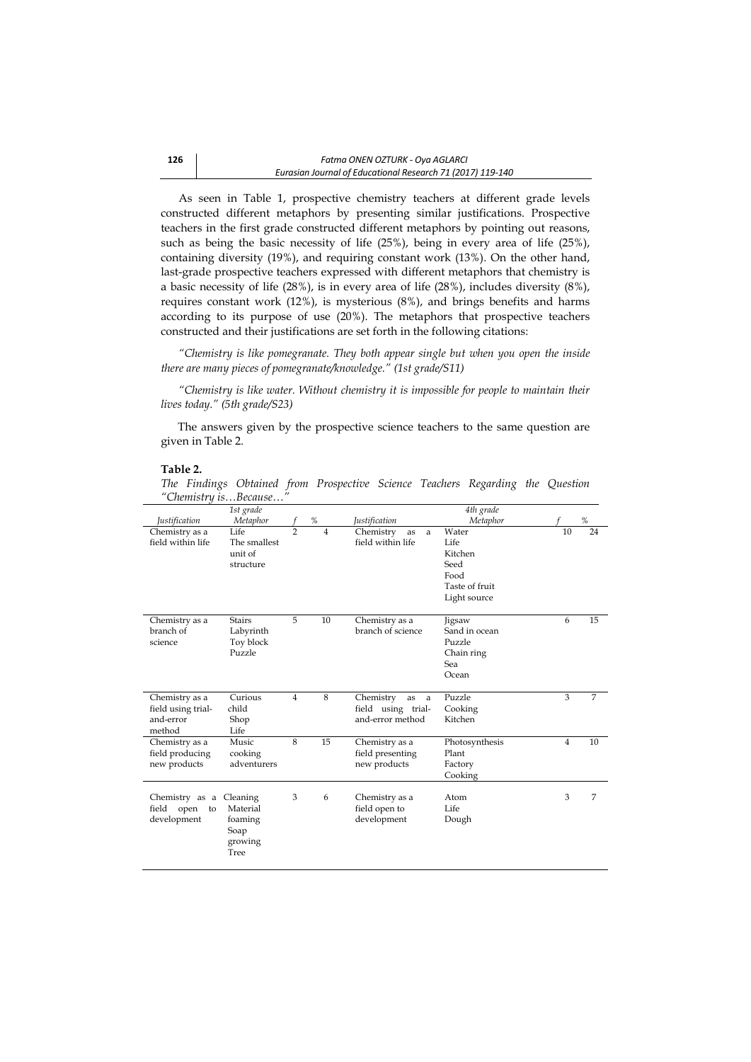As seen in Table 1, prospective chemistry teachers at different grade levels constructed different metaphors by presenting similar justifications. Prospective teachers in the first grade constructed different metaphors by pointing out reasons, such as being the basic necessity of life (25%), being in every area of life (25%), containing diversity (19%), and requiring constant work (13%). On the other hand, last-grade prospective teachers expressed with different metaphors that chemistry is a basic necessity of life (28%), is in every area of life (28%), includes diversity (8%), requires constant work (12%), is mysterious (8%), and brings benefits and harms according to its purpose of use (20%). The metaphors that prospective teachers constructed and their justifications are set forth in the following citations:

*"Chemistry is like pomegranate. They both appear single but when you open the inside there are many pieces of pomegranate/knowledge." (1st grade/S11)*

*"Chemistry is like water. Without chemistry it is impossible for people to maintain their lives today." (5th grade/S23)*

The answers given by the prospective science teachers to the same question are given in Table 2.

**Table 2.**

*The Findings Obtained from Prospective Science Teachers Regarding the Question "Chemistry is…Because…"*

| | 1st grade | | | | 4th grade | | |
|---|---|---|---|---|---|---|---|
| *Justification* | *Metaphor* | *f* | *%* | *Justification* | *Metaphor* | *f* | *%* |
| Chemistry as a field within life | Life<br>The smallest unit of structure | 2 | 4 | Chemistry as a field within life | Water<br>Life<br>Kitchen<br>Seed<br>Food<br>Taste of fruit<br>Light source | 10 | 24 |
| Chemistry as a branch of science | Stairs<br>Labyrinth<br>Toy block<br>Puzzle | 5 | 10 | Chemistry as a branch of science | Jigsaw<br>Sand in ocean<br>Puzzle<br>Chain ring<br>Sea<br>Ocean | 6 | 15 |
| Chemistry as a field using trial-and-error method | Curious child<br>Shop<br>Life | 4 | 8 | Chemistry as a field using trial-and-error method | Puzzle<br>Cooking<br>Kitchen | 3 | 7 |
| Chemistry as a field producing new products | Music<br>cooking<br>adventurers | 8 | 15 | Chemistry as a field presenting new products | Photosynthesis<br>Plant<br>Factory<br>Cooking | 4 | 10 |
| Chemistry as a field open to development | Cleaning<br>Material<br>foaming<br>Soap<br>growing<br>Tree | 3 | 6 | Chemistry as a field open to development | Atom<br>Life<br>Dough | 3 | 7 |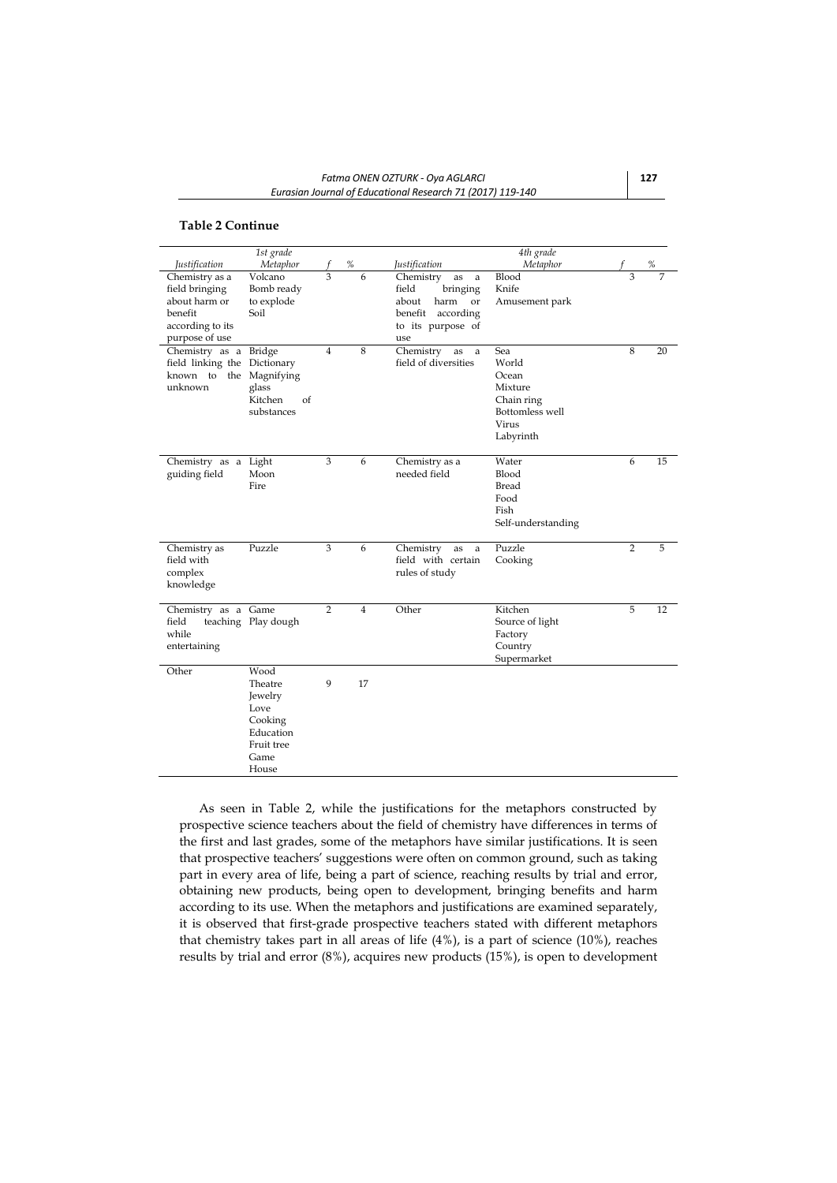**Table 2 Continue**

| 1st grade | | | | 4th grade | | | |
|---|---|---|---|---|---|---|---|
| *Justification* | *Metaphor* | *f* | *%* | *Justification* | *Metaphor* | *f* | *%* |
| Chemistry as a field bringing about harm or benefit according to its purpose of use | Volcano<br>Bomb ready to explode<br>Soil | 3 | 6 | Chemistry as a field bringing about harm or benefit according to its purpose of use | Blood<br>Knife<br>Amusement park | 3 | 7 |
| Chemistry as a field linking the known to the unknown | Bridge<br>Dictionary<br>Magnifying glass<br>Kitchen of substances | 4 | 8 | Chemistry as a field of diversities | Sea<br>World<br>Ocean<br>Mixture<br>Chain ring<br>Bottomless well<br>Virus<br>Labyrinth | 8 | 20 |
| Chemistry as a guiding field | Light<br>Moon<br>Fire | 3 | 6 | Chemistry as a needed field | Water<br>Blood<br>Bread<br>Food<br>Fish<br>Self-understanding | 6 | 15 |
| Chemistry as field with complex knowledge | Puzzle | 3 | 6 | Chemistry as a field with certain rules of study | Puzzle<br>Cooking | 2 | 5 |
| Chemistry as a field teaching while entertaining | Game<br>Play dough | 2 | 4 | Other | Kitchen<br>Source of light<br>Factory<br>Country<br>Supermarket | 5 | 12 |
| Other | Wood<br>Theatre<br>Jewelry<br>Love<br>Cooking<br>Education<br>Fruit tree<br>Game<br>House | 9 | 17 | | | | |

As seen in Table 2, while the justifications for the metaphors constructed by prospective science teachers about the field of chemistry have differences in terms of the first and last grades, some of the metaphors have similar justifications. It is seen that prospective teachers' suggestions were often on common ground, such as taking part in every area of life, being a part of science, reaching results by trial and error, obtaining new products, being open to development, bringing benefits and harm according to its use. When the metaphors and justifications are examined separately, it is observed that first-grade prospective teachers stated with different metaphors that chemistry takes part in all areas of life (4%), is a part of science (10%), reaches results by trial and error (8%), acquires new products (15%), is open to development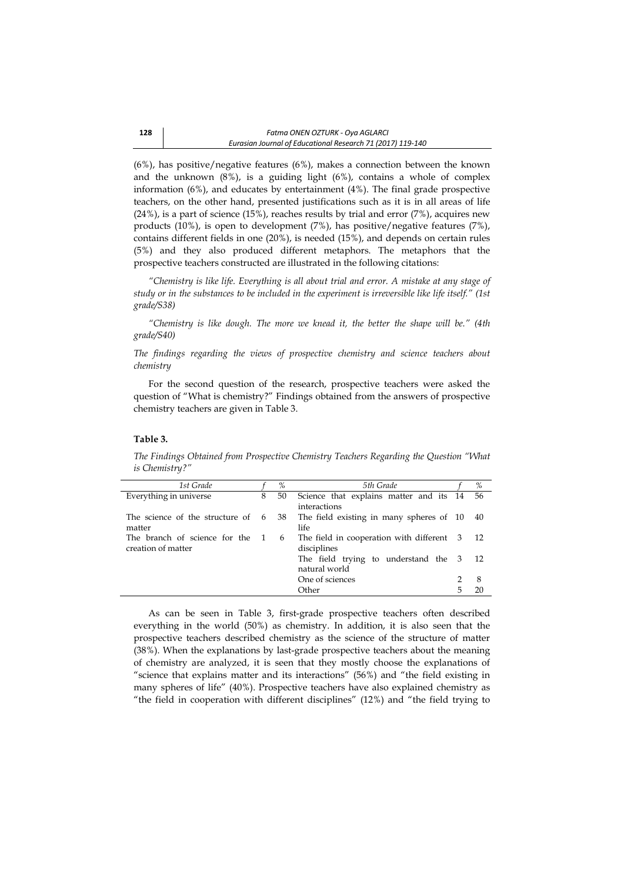(6%), has positive/negative features (6%), makes a connection between the known and the unknown (8%), is a guiding light (6%), contains a whole of complex information (6%), and educates by entertainment (4%). The final grade prospective teachers, on the other hand, presented justifications such as it is in all areas of life (24%), is a part of science (15%), reaches results by trial and error (7%), acquires new products (10%), is open to development (7%), has positive/negative features (7%), contains different fields in one (20%), is needed (15%), and depends on certain rules (5%) and they also produced different metaphors. The metaphors that the prospective teachers constructed are illustrated in the following citations:

*"Chemistry is like life. Everything is all about trial and error. A mistake at any stage of study or in the substances to be included in the experiment is irreversible like life itself." (1st grade/S38)*

*"Chemistry is like dough. The more we knead it, the better the shape will be." (4th grade/S40)*

*The findings regarding the views of prospective chemistry and science teachers about chemistry*

For the second question of the research, prospective teachers were asked the question of "What is chemistry?" Findings obtained from the answers of prospective chemistry teachers are given in Table 3.

**Table 3.**

*The Findings Obtained from Prospective Chemistry Teachers Regarding the Question "What is Chemistry?"*

| *1st Grade* | *f* | *%* | *5th Grade* | *f* | *%* |
|---|---|---|---|---|---|
| Everything in universe | 8 | 50 | Science that explains matter and its interactions | 14 | 56 |
| The science of the structure of matter | 6 | 38 | The field existing in many spheres of life | 10 | 40 |
| The branch of science for the creation of matter | 1 | 6 | The field in cooperation with different disciplines | 3 | 12 |
| | | | The field trying to understand the natural world | 3 | 12 |
| | | | One of sciences | 2 | 8 |
| | | | Other | 5 | 20 |

As can be seen in Table 3, first-grade prospective teachers often described everything in the world (50%) as chemistry. In addition, it is also seen that the prospective teachers described chemistry as the science of the structure of matter (38%). When the explanations by last-grade prospective teachers about the meaning of chemistry are analyzed, it is seen that they mostly choose the explanations of "science that explains matter and its interactions" (56%) and "the field existing in many spheres of life" (40%). Prospective teachers have also explained chemistry as "the field in cooperation with different disciplines" (12%) and "the field trying to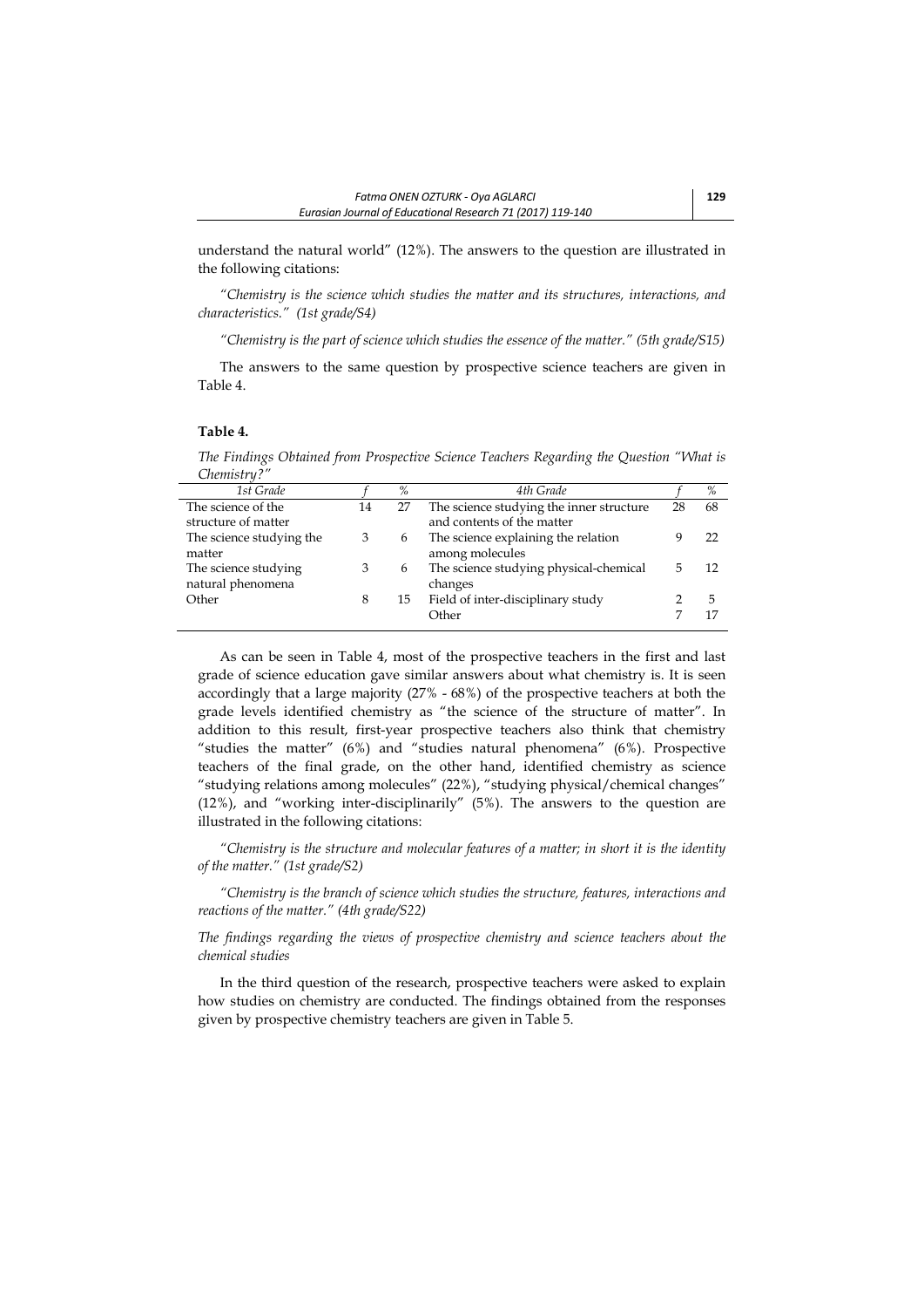understand the natural world" (12%). The answers to the question are illustrated in the following citations:

*"Chemistry is the science which studies the matter and its structures, interactions, and characteristics." (1st grade/S4)*

*"Chemistry is the part of science which studies the essence of the matter." (5th grade/S15)*

The answers to the same question by prospective science teachers are given in Table 4.

**Table 4.**

*The Findings Obtained from Prospective Science Teachers Regarding the Question "What is Chemistry?"*

| *1st Grade* | *f* | *%* | *4th Grade* | *f* | *%* |
|---|---|---|---|---|---|
| The science of the structure of matter | 14 | 27 | The science studying the inner structure and contents of the matter | 28 | 68 |
| The science studying the matter | 3 | 6 | The science explaining the relation among molecules | 9 | 22 |
| The science studying natural phenomena | 3 | 6 | The science studying physical-chemical changes | 5 | 12 |
| Other | 8 | 15 | Field of inter-disciplinary study | 2 | 5 |
| | | | Other | 7 | 17 |

As can be seen in Table 4, most of the prospective teachers in the first and last grade of science education gave similar answers about what chemistry is. It is seen accordingly that a large majority (27% - 68%) of the prospective teachers at both the grade levels identified chemistry as "the science of the structure of matter". In addition to this result, first-year prospective teachers also think that chemistry "studies the matter" (6%) and "studies natural phenomena" (6%). Prospective teachers of the final grade, on the other hand, identified chemistry as science "studying relations among molecules" (22%), "studying physical/chemical changes" (12%), and "working inter-disciplinarily" (5%). The answers to the question are illustrated in the following citations:

*"Chemistry is the structure and molecular features of a matter; in short it is the identity of the matter." (1st grade/S2)*

*"Chemistry is the branch of science which studies the structure, features, interactions and reactions of the matter." (4th grade/S22)*

*The findings regarding the views of prospective chemistry and science teachers about the chemical studies*

In the third question of the research, prospective teachers were asked to explain how studies on chemistry are conducted. The findings obtained from the responses given by prospective chemistry teachers are given in Table 5.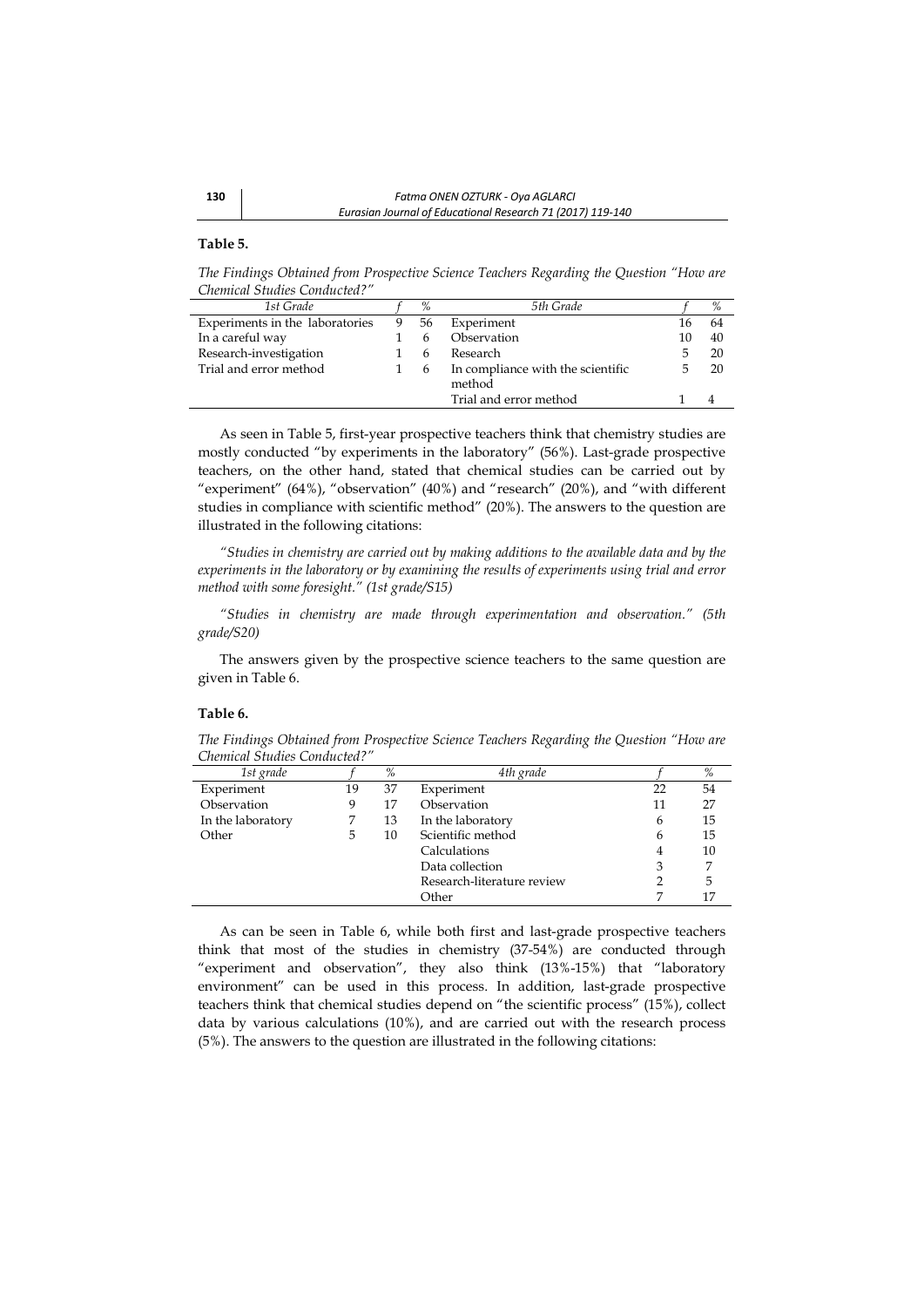**Table 5.**

*The Findings Obtained from Prospective Science Teachers Regarding the Question "How are Chemical Studies Conducted?"*

| *1st Grade* | *f* | *%* | *5th Grade* | *f* | *%* |
|---|---|---|---|---|---|
| Experiments in the laboratories | 9 | 56 | Experiment | 16 | 64 |
| In a careful way | 1 | 6 | Observation | 10 | 40 |
| Research-investigation | 1 | 6 | Research | 5 | 20 |
| Trial and error method | 1 | 6 | In compliance with the scientific method | 5 | 20 |
| | | | Trial and error method | 1 | 4 |

As seen in Table 5, first-year prospective teachers think that chemistry studies are mostly conducted "by experiments in the laboratory" (56%). Last-grade prospective teachers, on the other hand, stated that chemical studies can be carried out by "experiment" (64%), "observation" (40%) and "research" (20%), and "with different studies in compliance with scientific method" (20%). The answers to the question are illustrated in the following citations:

*"Studies in chemistry are carried out by making additions to the available data and by the experiments in the laboratory or by examining the results of experiments using trial and error method with some foresight." (1st grade/S15)*

*"Studies in chemistry are made through experimentation and observation." (5th grade/S20)*

The answers given by the prospective science teachers to the same question are given in Table 6.

**Table 6.**

*The Findings Obtained from Prospective Science Teachers Regarding the Question "How are Chemical Studies Conducted?"*

| *1st grade* | *f* | *%* | *4th grade* | *f* | *%* |
|---|---|---|---|---|---|
| Experiment | 19 | 37 | Experiment | 22 | 54 |
| Observation | 9 | 17 | Observation | 11 | 27 |
| In the laboratory | 7 | 13 | In the laboratory | 6 | 15 |
| Other | 5 | 10 | Scientific method | 6 | 15 |
| | | | Calculations | 4 | 10 |
| | | | Data collection | 3 | 7 |
| | | | Research-literature review | 2 | 5 |
| | | | Other | 7 | 17 |

As can be seen in Table 6, while both first and last-grade prospective teachers think that most of the studies in chemistry (37-54%) are conducted through "experiment and observation", they also think (13%-15%) that "laboratory environment" can be used in this process. In addition, last-grade prospective teachers think that chemical studies depend on "the scientific process" (15%), collect data by various calculations (10%), and are carried out with the research process (5%). The answers to the question are illustrated in the following citations: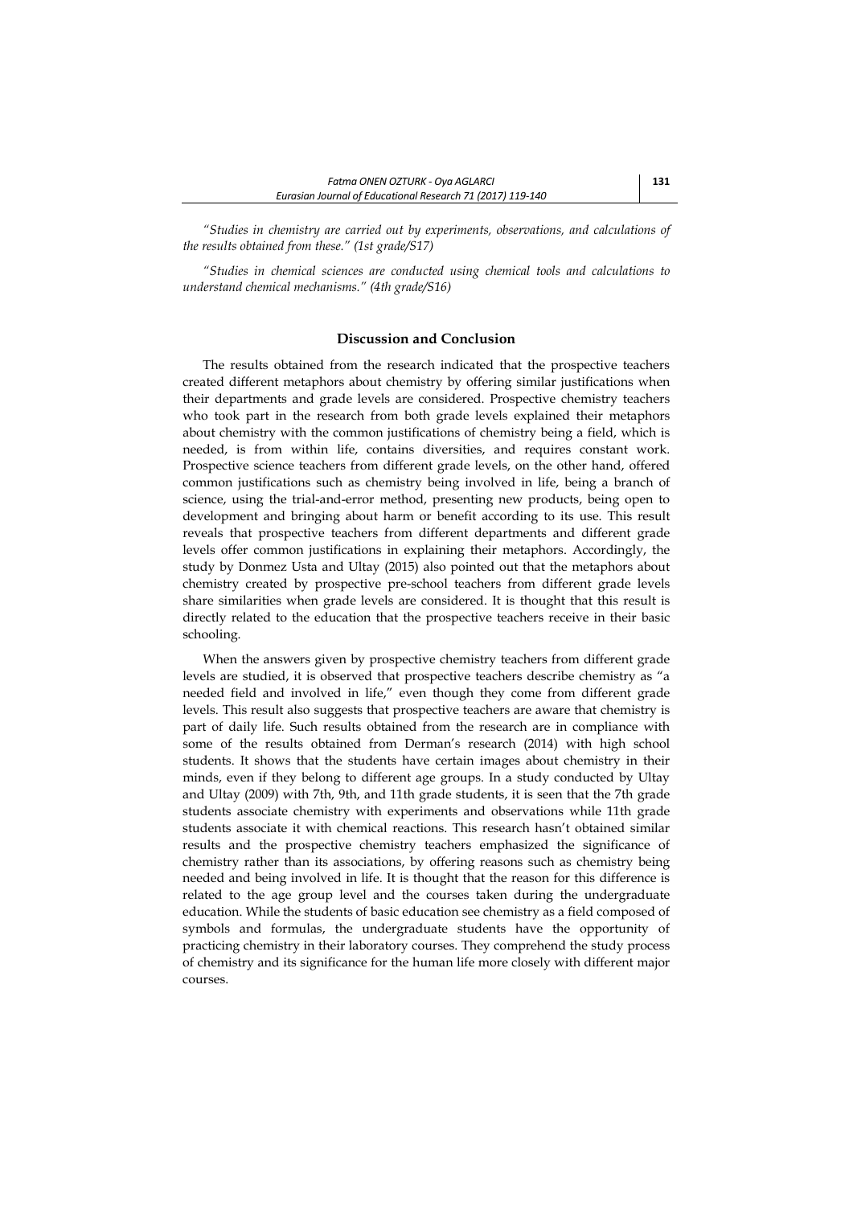*"Studies in chemistry are carried out by experiments, observations, and calculations of the results obtained from these." (1st grade/S17)*

*"Studies in chemical sciences are conducted using chemical tools and calculations to understand chemical mechanisms." (4th grade/S16)*

## Discussion and Conclusion

The results obtained from the research indicated that the prospective teachers created different metaphors about chemistry by offering similar justifications when their departments and grade levels are considered. Prospective chemistry teachers who took part in the research from both grade levels explained their metaphors about chemistry with the common justifications of chemistry being a field, which is needed, is from within life, contains diversities, and requires constant work. Prospective science teachers from different grade levels, on the other hand, offered common justifications such as chemistry being involved in life, being a branch of science, using the trial-and-error method, presenting new products, being open to development and bringing about harm or benefit according to its use. This result reveals that prospective teachers from different departments and different grade levels offer common justifications in explaining their metaphors. Accordingly, the study by Donmez Usta and Ultay (2015) also pointed out that the metaphors about chemistry created by prospective pre-school teachers from different grade levels share similarities when grade levels are considered. It is thought that this result is directly related to the education that the prospective teachers receive in their basic schooling.

When the answers given by prospective chemistry teachers from different grade levels are studied, it is observed that prospective teachers describe chemistry as "a needed field and involved in life," even though they come from different grade levels. This result also suggests that prospective teachers are aware that chemistry is part of daily life. Such results obtained from the research are in compliance with some of the results obtained from Derman's research (2014) with high school students. It shows that the students have certain images about chemistry in their minds, even if they belong to different age groups. In a study conducted by Ultay and Ultay (2009) with 7th, 9th, and 11th grade students, it is seen that the 7th grade students associate chemistry with experiments and observations while 11th grade students associate it with chemical reactions. This research hasn't obtained similar results and the prospective chemistry teachers emphasized the significance of chemistry rather than its associations, by offering reasons such as chemistry being needed and being involved in life. It is thought that the reason for this difference is related to the age group level and the courses taken during the undergraduate education. While the students of basic education see chemistry as a field composed of symbols and formulas, the undergraduate students have the opportunity of practicing chemistry in their laboratory courses. They comprehend the study process of chemistry and its significance for the human life more closely with different major courses.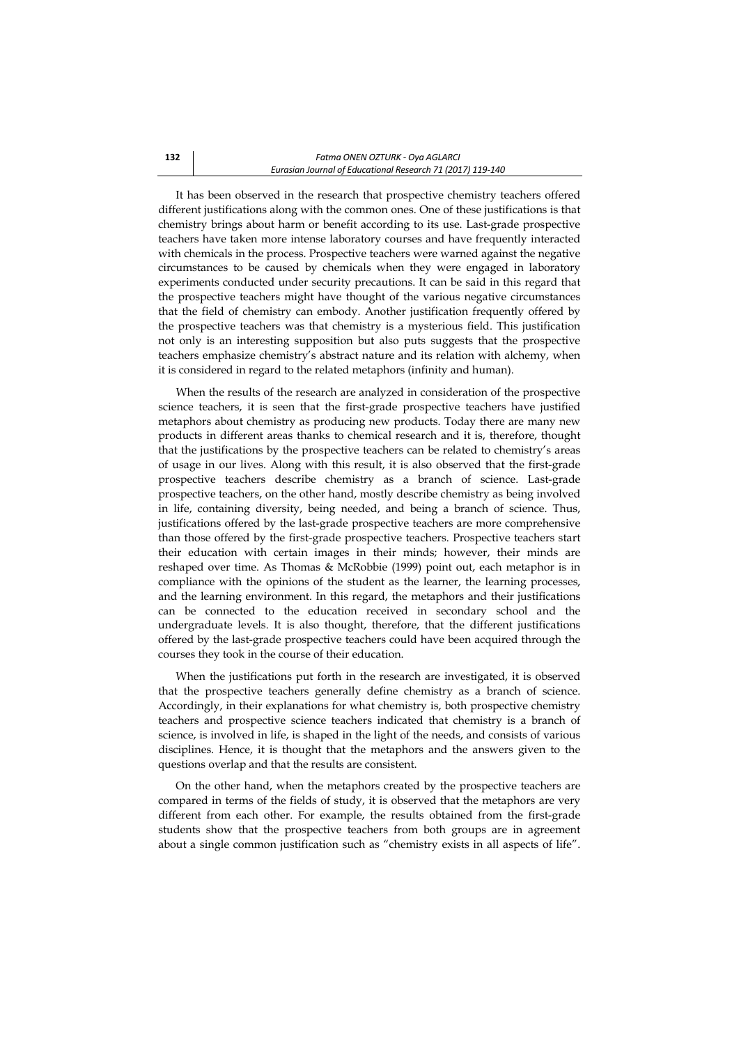It has been observed in the research that prospective chemistry teachers offered different justifications along with the common ones. One of these justifications is that chemistry brings about harm or benefit according to its use. Last-grade prospective teachers have taken more intense laboratory courses and have frequently interacted with chemicals in the process. Prospective teachers were warned against the negative circumstances to be caused by chemicals when they were engaged in laboratory experiments conducted under security precautions. It can be said in this regard that the prospective teachers might have thought of the various negative circumstances that the field of chemistry can embody. Another justification frequently offered by the prospective teachers was that chemistry is a mysterious field. This justification not only is an interesting supposition but also puts suggests that the prospective teachers emphasize chemistry's abstract nature and its relation with alchemy, when it is considered in regard to the related metaphors (infinity and human).

When the results of the research are analyzed in consideration of the prospective science teachers, it is seen that the first-grade prospective teachers have justified metaphors about chemistry as producing new products. Today there are many new products in different areas thanks to chemical research and it is, therefore, thought that the justifications by the prospective teachers can be related to chemistry's areas of usage in our lives. Along with this result, it is also observed that the first-grade prospective teachers describe chemistry as a branch of science. Last-grade prospective teachers, on the other hand, mostly describe chemistry as being involved in life, containing diversity, being needed, and being a branch of science. Thus, justifications offered by the last-grade prospective teachers are more comprehensive than those offered by the first-grade prospective teachers. Prospective teachers start their education with certain images in their minds; however, their minds are reshaped over time. As Thomas & McRobbie (1999) point out, each metaphor is in compliance with the opinions of the student as the learner, the learning processes, and the learning environment. In this regard, the metaphors and their justifications can be connected to the education received in secondary school and the undergraduate levels. It is also thought, therefore, that the different justifications offered by the last-grade prospective teachers could have been acquired through the courses they took in the course of their education.

When the justifications put forth in the research are investigated, it is observed that the prospective teachers generally define chemistry as a branch of science. Accordingly, in their explanations for what chemistry is, both prospective chemistry teachers and prospective science teachers indicated that chemistry is a branch of science, is involved in life, is shaped in the light of the needs, and consists of various disciplines. Hence, it is thought that the metaphors and the answers given to the questions overlap and that the results are consistent.

On the other hand, when the metaphors created by the prospective teachers are compared in terms of the fields of study, it is observed that the metaphors are very different from each other. For example, the results obtained from the first-grade students show that the prospective teachers from both groups are in agreement about a single common justification such as "chemistry exists in all aspects of life".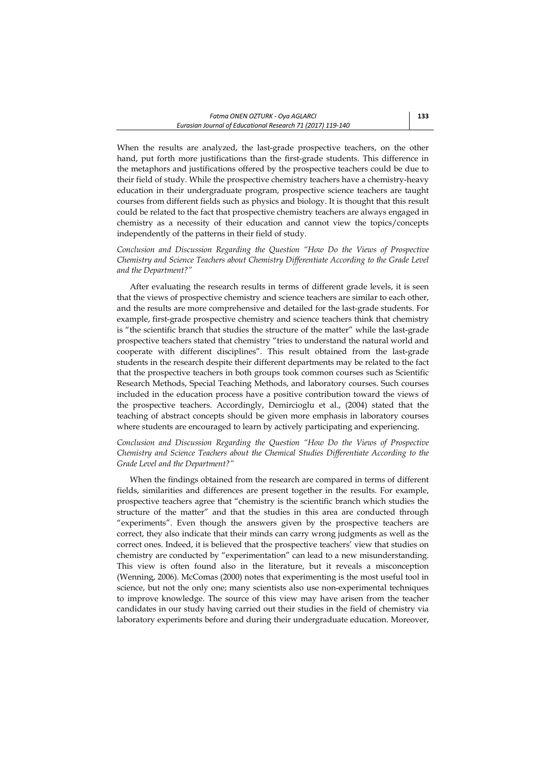When the results are analyzed, the last-grade prospective teachers, on the other hand, put forth more justifications than the first-grade students. This difference in the metaphors and justifications offered by the prospective teachers could be due to their field of study. While the prospective chemistry teachers have a chemistry-heavy education in their undergraduate program, prospective science teachers are taught courses from different fields such as physics and biology. It is thought that this result could be related to the fact that prospective chemistry teachers are always engaged in chemistry as a necessity of their education and cannot view the topics/concepts independently of the patterns in their field of study.

*Conclusion and Discussion Regarding the Question "How Do the Views of Prospective Chemistry and Science Teachers about Chemistry Differentiate According to the Grade Level and the Department?"*

After evaluating the research results in terms of different grade levels, it is seen that the views of prospective chemistry and science teachers are similar to each other, and the results are more comprehensive and detailed for the last-grade students. For example, first-grade prospective chemistry and science teachers think that chemistry is "the scientific branch that studies the structure of the matter" while the last-grade prospective teachers stated that chemistry "tries to understand the natural world and cooperate with different disciplines". This result obtained from the last-grade students in the research despite their different departments may be related to the fact that the prospective teachers in both groups took common courses such as Scientific Research Methods, Special Teaching Methods, and laboratory courses. Such courses included in the education process have a positive contribution toward the views of the prospective teachers. Accordingly, Demircioglu et al., (2004) stated that the teaching of abstract concepts should be given more emphasis in laboratory courses where students are encouraged to learn by actively participating and experiencing.

*Conclusion and Discussion Regarding the Question "How Do the Views of Prospective Chemistry and Science Teachers about the Chemical Studies Differentiate According to the Grade Level and the Department?"*

When the findings obtained from the research are compared in terms of different fields, similarities and differences are present together in the results. For example, prospective teachers agree that "chemistry is the scientific branch which studies the structure of the matter" and that the studies in this area are conducted through "experiments". Even though the answers given by the prospective teachers are correct, they also indicate that their minds can carry wrong judgments as well as the correct ones. Indeed, it is believed that the prospective teachers' view that studies on chemistry are conducted by "experimentation" can lead to a new misunderstanding. This view is often found also in the literature, but it reveals a misconception (Wenning, 2006). McComas (2000) notes that experimenting is the most useful tool in science, but not the only one; many scientists also use non-experimental techniques to improve knowledge. The source of this view may have arisen from the teacher candidates in our study having carried out their studies in the field of chemistry via laboratory experiments before and during their undergraduate education. Moreover,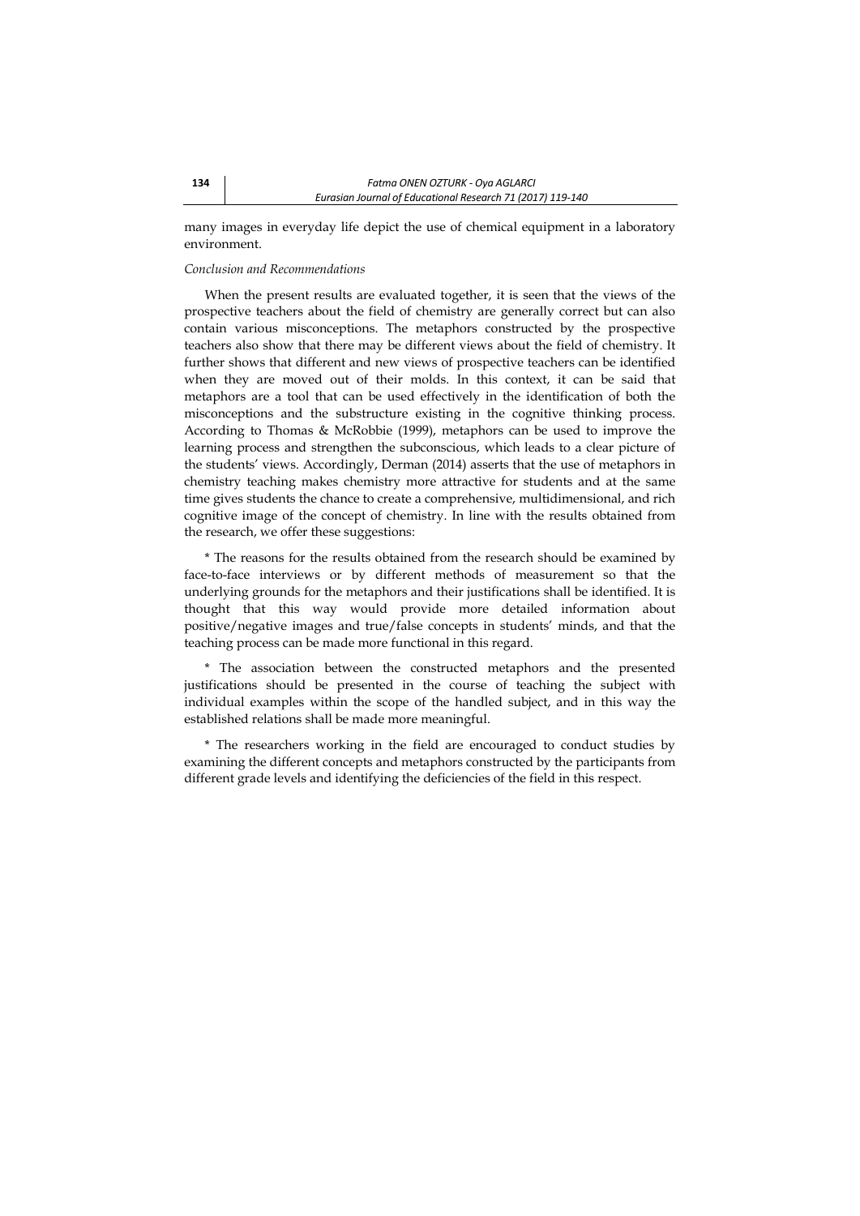many images in everyday life depict the use of chemical equipment in a laboratory environment.

*Conclusion and Recommendations*

When the present results are evaluated together, it is seen that the views of the prospective teachers about the field of chemistry are generally correct but can also contain various misconceptions. The metaphors constructed by the prospective teachers also show that there may be different views about the field of chemistry. It further shows that different and new views of prospective teachers can be identified when they are moved out of their molds. In this context, it can be said that metaphors are a tool that can be used effectively in the identification of both the misconceptions and the substructure existing in the cognitive thinking process. According to Thomas & McRobbie (1999), metaphors can be used to improve the learning process and strengthen the subconscious, which leads to a clear picture of the students' views. Accordingly, Derman (2014) asserts that the use of metaphors in chemistry teaching makes chemistry more attractive for students and at the same time gives students the chance to create a comprehensive, multidimensional, and rich cognitive image of the concept of chemistry. In line with the results obtained from the research, we offer these suggestions:

\* The reasons for the results obtained from the research should be examined by face-to-face interviews or by different methods of measurement so that the underlying grounds for the metaphors and their justifications shall be identified. It is thought that this way would provide more detailed information about positive/negative images and true/false concepts in students' minds, and that the teaching process can be made more functional in this regard.

\* The association between the constructed metaphors and the presented justifications should be presented in the course of teaching the subject with individual examples within the scope of the handled subject, and in this way the established relations shall be made more meaningful.

\* The researchers working in the field are encouraged to conduct studies by examining the different concepts and metaphors constructed by the participants from different grade levels and identifying the deficiencies of the field in this respect.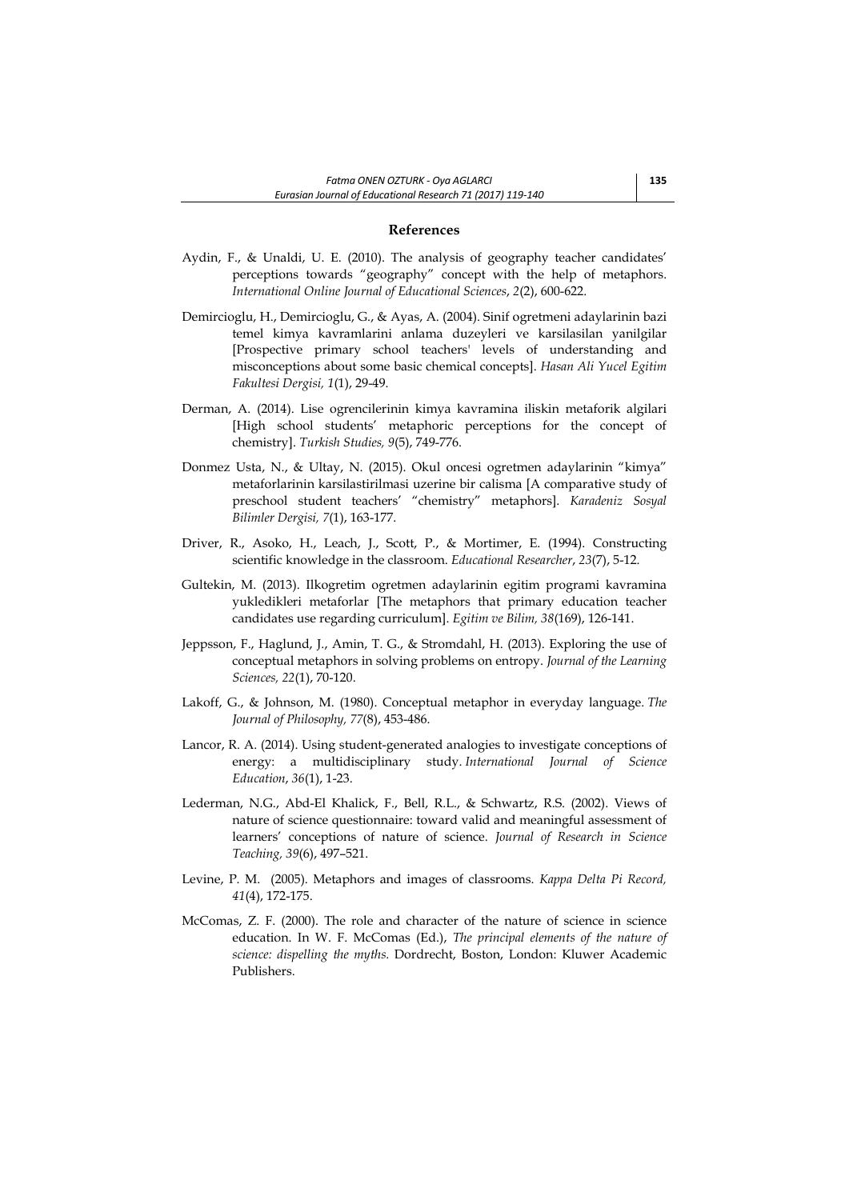## References

Aydin, F., & Unaldi, U. E. (2010). The analysis of geography teacher candidates' perceptions towards "geography" concept with the help of metaphors. *International Online Journal of Educational Sciences*, *2*(2), 600-622.

Demircioglu, H., Demircioglu, G., & Ayas, A. (2004). Sinif ogretmeni adaylarinin bazi temel kimya kavramlarini anlama duzeyleri ve karsilasilan yanilgilar [Prospective primary school teachers' levels of understanding and misconceptions about some basic chemical concepts]. *Hasan Ali Yucel Egitim Fakultesi Dergisi, 1*(1), 29-49.

Derman, A. (2014). Lise ogrencilerinin kimya kavramina iliskin metaforik algilari [High school students' metaphoric perceptions for the concept of chemistry]. *Turkish Studies, 9*(5), 749-776.

Donmez Usta, N., & Ultay, N. (2015). Okul oncesi ogretmen adaylarinin "kimya" metaforlarinin karsilastirilmasi uzerine bir calisma [A comparative study of preschool student teachers' "chemistry" metaphors]. *Karadeniz Sosyal Bilimler Dergisi, 7*(1), 163-177.

Driver, R., Asoko, H., Leach, J., Scott, P., & Mortimer, E. (1994). Constructing scientific knowledge in the classroom. *Educational Researcher*, *23*(7), 5-12.

Gultekin, M. (2013). Ilkogretim ogretmen adaylarinin egitim programi kavramina yukledikleri metaforlar [The metaphors that primary education teacher candidates use regarding curriculum]. *Egitim ve Bilim, 38*(169), 126-141.

Jeppsson, F., Haglund, J., Amin, T. G., & Stromdahl, H. (2013). Exploring the use of conceptual metaphors in solving problems on entropy. *Journal of the Learning Sciences, 22*(1), 70-120.

Lakoff, G., & Johnson, M. (1980). Conceptual metaphor in everyday language. *The Journal of Philosophy, 77*(8), 453-486.

Lancor, R. A. (2014). Using student-generated analogies to investigate conceptions of energy: a multidisciplinary study. *International Journal of Science Education*, *36*(1), 1-23.

Lederman, N.G., Abd-El Khalick, F., Bell, R.L., & Schwartz, R.S. (2002). Views of nature of science questionnaire: toward valid and meaningful assessment of learners' conceptions of nature of science. *Journal of Research in Science Teaching, 39*(6), 497–521.

Levine, P. M. (2005). Metaphors and images of classrooms. *Kappa Delta Pi Record, 41*(4), 172-175.

McComas, Z. F. (2000). The role and character of the nature of science in science education. In W. F. McComas (Ed.), *The principal elements of the nature of science: dispelling the myths.* Dordrecht, Boston, London: Kluwer Academic Publishers.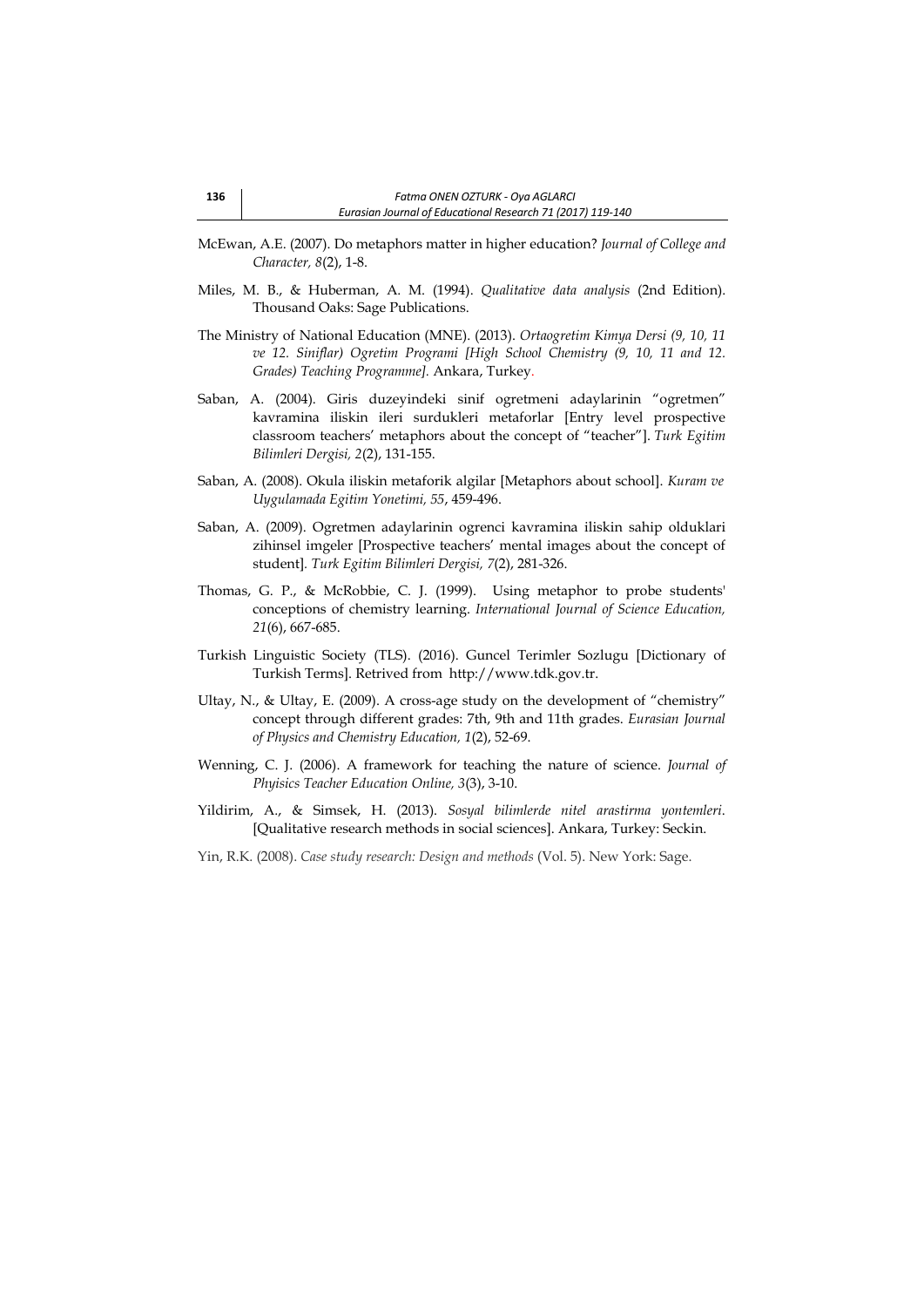McEwan, A.E. (2007). Do metaphors matter in higher education? *Journal of College and Character, 8*(2), 1-8.

Miles, M. B., & Huberman, A. M. (1994). *Qualitative data analysis* (2nd Edition). Thousand Oaks: Sage Publications.

The Ministry of National Education (MNE). (2013). *Ortaogretim Kimya Dersi (9, 10, 11 ve 12. Siniflar) Ogretim Programi [High School Chemistry (9, 10, 11 and 12. Grades) Teaching Programme].* Ankara, Turkey.

Saban, A. (2004). Giris duzeyindeki sinif ogretmeni adaylarinin "ogretmen" kavramina iliskin ileri surdukleri metaforlar [Entry level prospective classroom teachers' metaphors about the concept of "teacher"]. *Turk Egitim Bilimleri Dergisi, 2*(2), 131-155.

Saban, A. (2008). Okula iliskin metaforik algilar [Metaphors about school]. *Kuram ve Uygulamada Egitim Yonetimi, 55*, 459-496.

Saban, A. (2009). Ogretmen adaylarinin ogrenci kavramina iliskin sahip olduklari zihinsel imgeler [Prospective teachers' mental images about the concept of student]. *Turk Egitim Bilimleri Dergisi, 7*(2), 281-326.

Thomas, G. P., & McRobbie, C. J. (1999). Using metaphor to probe students' conceptions of chemistry learning. *International Journal of Science Education, 21*(6), 667-685.

Turkish Linguistic Society (TLS). (2016). Guncel Terimler Sozlugu [Dictionary of Turkish Terms]. Retrived from http://www.tdk.gov.tr.

Ultay, N., & Ultay, E. (2009). A cross-age study on the development of "chemistry" concept through different grades: 7th, 9th and 11th grades. *Eurasian Journal of Physics and Chemistry Education, 1*(2), 52-69.

Wenning, C. J. (2006). A framework for teaching the nature of science. *Journal of Phyisics Teacher Education Online, 3*(3), 3-10.

Yildirim, A., & Simsek, H. (2013). *Sosyal bilimlerde nitel arastirma yontemleri*. [Qualitative research methods in social sciences]. Ankara, Turkey: Seckin.

Yin, R.K. (2008). *Case study research: Design and methods* (Vol. 5). New York: Sage.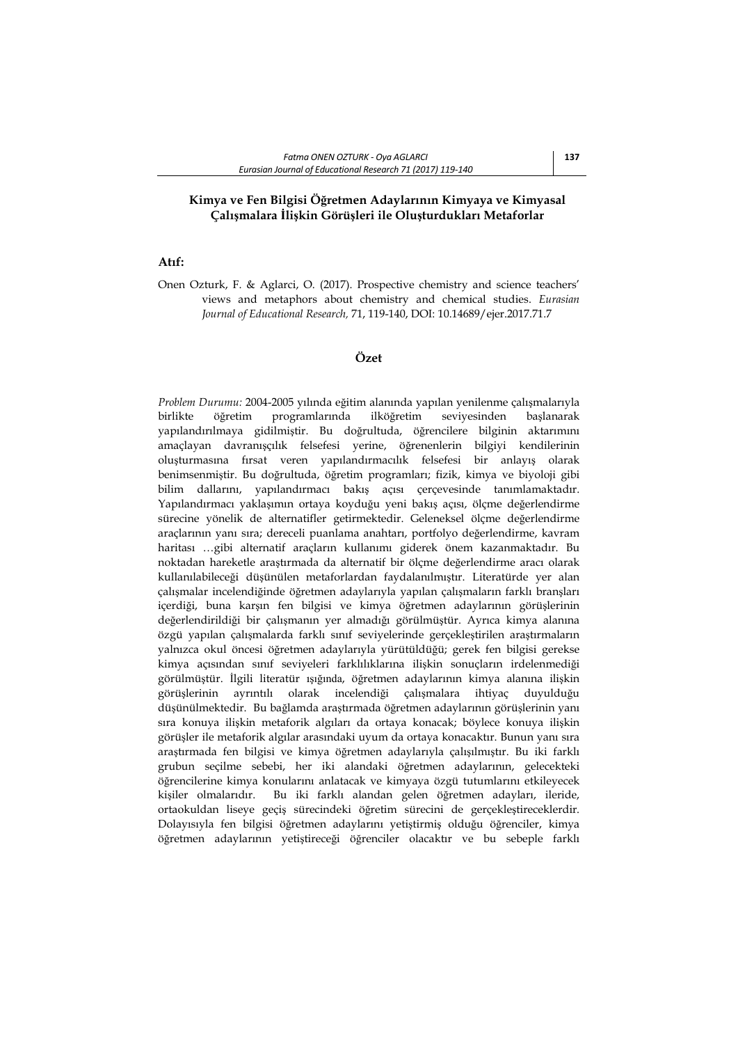## Kimya ve Fen Bilgisi Öğretmen Adaylarının Kimyaya ve Kimyasal Çalışmalara İlişkin Görüşleri ile Oluşturdukları Metaforlar

### Atıf:

Onen Ozturk, F. & Aglarci, O. (2017). Prospective chemistry and science teachers' views and metaphors about chemistry and chemical studies. *Eurasian Journal of Educational Research,* 71, 119-140, DOI: 10.14689/ejer.2017.71.7

### Özet

*Problem Durumu:* 2004-2005 yılında eğitim alanında yapılan yenilenme çalışmalarıyla birlikte öğretim programlarında ilköğretim seviyesinden başlanarak yapılandırılmaya gidilmiştir. Bu doğrultuda, öğrencilere bilginin aktarımını amaçlayan davranışçılık felsefesi yerine, öğrenenlerin bilgiyi kendilerinin oluşturmasına fırsat veren yapılandırmacılık felsefesi bir anlayış olarak benimsenmiştir. Bu doğrultuda, öğretim programları; fizik, kimya ve biyoloji gibi bilim dallarını, yapılandırmacı bakış açısı çerçevesinde tanımlamaktadır. Yapılandırmacı yaklaşımın ortaya koyduğu yeni bakış açısı, ölçme değerlendirme sürecine yönelik de alternatifler getirmektedir. Geleneksel ölçme değerlendirme araçlarının yanı sıra; dereceli puanlama anahtarı, portfolyo değerlendirme, kavram haritası …gibi alternatif araçların kullanımı giderek önem kazanmaktadır. Bu noktadan hareketle araştırmada da alternatif bir ölçme değerlendirme aracı olarak kullanılabileceği düşünülen metaforlardan faydalanılmıştır. Literatürde yer alan çalışmalar incelendiğinde öğretmen adaylarıyla yapılan çalışmaların farklı branşları içerdiği, buna karşın fen bilgisi ve kimya öğretmen adaylarının görüşlerinin değerlendirildiği bir çalışmanın yer almadığı görülmüştür. Ayrıca kimya alanına özgü yapılan çalışmalarda farklı sınıf seviyelerinde gerçekleştirilen araştırmaların yalnızca okul öncesi öğretmen adaylarıyla yürütüldüğü; gerek fen bilgisi gerekse kimya açısından sınıf seviyeleri farklılıklarına ilişkin sonuçların irdelenmediği görülmüştür. İlgili literatür ışığında, öğretmen adaylarının kimya alanına ilişkin görüşlerinin ayrıntılı olarak incelendiği çalışmalara ihtiyaç duyulduğu düşünülmektedir. Bu bağlamda araştırmada öğretmen adaylarının görüşlerinin yanı sıra konuya ilişkin metaforik algıları da ortaya konacak; böylece konuya ilişkin görüşler ile metaforik algılar arasındaki uyum da ortaya konacaktır. Bunun yanı sıra araştırmada fen bilgisi ve kimya öğretmen adaylarıyla çalışılmıştır. Bu iki farklı grubun seçilme sebebi, her iki alandaki öğretmen adaylarının, gelecekteki öğrencilerine kimya konularını anlatacak ve kimyaya özgü tutumlarını etkileyecek kişiler olmalarıdır. Bu iki farklı alandan gelen öğretmen adayları, ileride, ortaokuldan liseye geçiş sürecindeki öğretim sürecini de gerçekleştireceklerdir. Dolayısıyla fen bilgisi öğretmen adaylarını yetiştirmiş olduğu öğrenciler, kimya öğretmen adaylarının yetiştireceği öğrenciler olacaktır ve bu sebeple farklı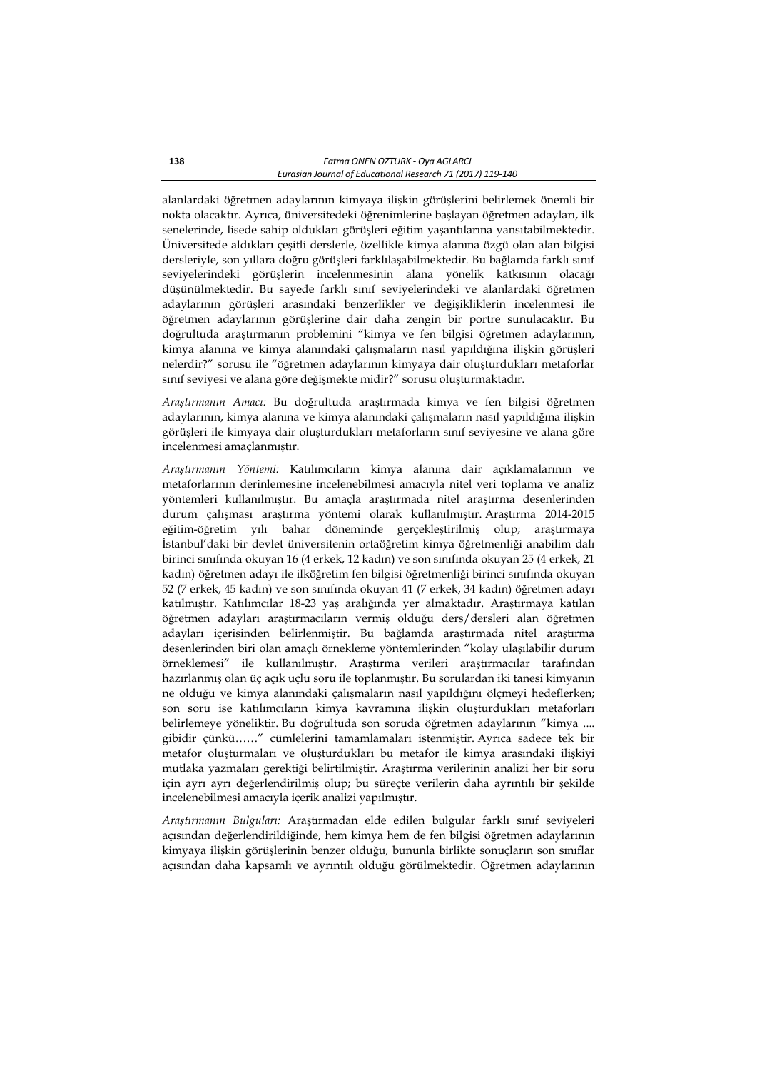alanlardaki öğretmen adaylarının kimyaya ilişkin görüşlerini belirlemek önemli bir nokta olacaktır. Ayrıca, üniversitedeki öğrenimlerine başlayan öğretmen adayları, ilk senelerinde, lisede sahip oldukları görüşleri eğitim yaşantılarına yansıtabilmektedir. Üniversitede aldıkları çeşitli derslerle, özellikle kimya alanına özgü olan alan bilgisi dersleriyle, son yıllara doğru görüşleri farklılaşabilmektedir. Bu bağlamda farklı sınıf seviyelerindeki görüşlerin incelenmesinin alana yönelik katkısının olacağı düşünülmektedir. Bu sayede farklı sınıf seviyelerindeki ve alanlardaki öğretmen adaylarının görüşleri arasındaki benzerlikler ve değişikliklerin incelenmesi ile öğretmen adaylarının görüşlerine dair daha zengin bir portre sunulacaktır. Bu doğrultuda araştırmanın problemini "kimya ve fen bilgisi öğretmen adaylarının, kimya alanına ve kimya alanındaki çalışmaların nasıl yapıldığına ilişkin görüşleri nelerdir?" sorusu ile "öğretmen adaylarının kimyaya dair oluşturdukları metaforlar sınıf seviyesi ve alana göre değişmekte midir?" sorusu oluşturmaktadır.

*Araştırmanın Amacı:* Bu doğrultuda araştırmada kimya ve fen bilgisi öğretmen adaylarının, kimya alanına ve kimya alanındaki çalışmaların nasıl yapıldığına ilişkin görüşleri ile kimyaya dair oluşturdukları metaforların sınıf seviyesine ve alana göre incelenmesi amaçlanmıştır.

*Araştırmanın Yöntemi:* Katılımcıların kimya alanına dair açıklamalarının ve metaforlarının derinlemesine incelenebilmesi amacıyla nitel veri toplama ve analiz yöntemleri kullanılmıştır. Bu amaçla araştırmada nitel araştırma desenlerinden durum çalışması araştırma yöntemi olarak kullanılmıştır. Araştırma 2014-2015 eğitim-öğretim yılı bahar döneminde gerçekleştirilmiş olup; araştırmaya İstanbul'daki bir devlet üniversitenin ortaöğretim kimya öğretmenliği anabilim dalı birinci sınıfında okuyan 16 (4 erkek, 12 kadın) ve son sınıfında okuyan 25 (4 erkek, 21 kadın) öğretmen adayı ile ilköğretim fen bilgisi öğretmenliği birinci sınıfında okuyan 52 (7 erkek, 45 kadın) ve son sınıfında okuyan 41 (7 erkek, 34 kadın) öğretmen adayı katılmıştır. Katılımcılar 18-23 yaş aralığında yer almaktadır. Araştırmaya katılan öğretmen adayları araştırmacıların vermiş olduğu ders/dersleri alan öğretmen adayları içerisinden belirlenmiştir. Bu bağlamda araştırmada nitel araştırma desenlerinden biri olan amaçlı örnekleme yöntemlerinden "kolay ulaşılabilir durum örneklemesi" ile kullanılmıştır. Araştırma verileri araştırmacılar tarafından hazırlanmış olan üç açık uçlu soru ile toplanmıştır. Bu sorulardan iki tanesi kimyanın ne olduğu ve kimya alanındaki çalışmaların nasıl yapıldığını ölçmeyi hedeflerken; son soru ise katılımcıların kimya kavramına ilişkin oluşturdukları metaforları belirlemeye yöneliktir. Bu doğrultuda son soruda öğretmen adaylarının "kimya .... gibidir çünkü……" cümlelerini tamamlamaları istenmiştir. Ayrıca sadece tek bir metafor oluşturmaları ve oluşturdukları bu metafor ile kimya arasındaki ilişkiyi mutlaka yazmaları gerektiği belirtilmiştir. Araştırma verilerinin analizi her bir soru için ayrı ayrı değerlendirilmiş olup; bu süreçte verilerin daha ayrıntılı bir şekilde incelenebilmesi amacıyla içerik analizi yapılmıştır.

*Araştırmanın Bulguları:* Araştırmadan elde edilen bulgular farklı sınıf seviyeleri açısından değerlendirildiğinde, hem kimya hem de fen bilgisi öğretmen adaylarının kimyaya ilişkin görüşlerinin benzer olduğu, bununla birlikte sonuçların son sınıflar açısından daha kapsamlı ve ayrıntılı olduğu görülmektedir. Öğretmen adaylarının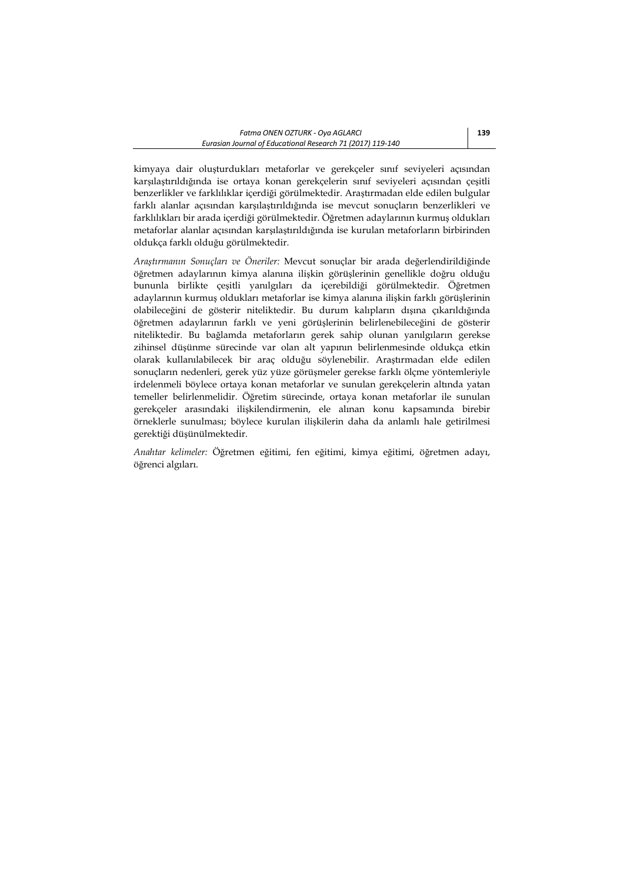kimyaya dair oluşturdukları metaforlar ve gerekçeler sınıf seviyeleri açısından karşılaştırıldığında ise ortaya konan gerekçelerin sınıf seviyeleri açısından çeşitli benzerlikler ve farklılıklar içerdiği görülmektedir. Araştırmadan elde edilen bulgular farklı alanlar açısından karşılaştırıldığında ise mevcut sonuçların benzerlikleri ve farklılıkları bir arada içerdiği görülmektedir. Öğretmen adaylarının kurmuş oldukları metaforlar alanlar açısından karşılaştırıldığında ise kurulan metaforların birbirinden oldukça farklı olduğu görülmektedir.

*Araştırmanın Sonuçları ve Öneriler:* Mevcut sonuçlar bir arada değerlendirildiğinde öğretmen adaylarının kimya alanına ilişkin görüşlerinin genellikle doğru olduğu bununla birlikte çeşitli yanılgıları da içerebildiği görülmektedir. Öğretmen adaylarının kurmuş oldukları metaforlar ise kimya alanına ilişkin farklı görüşlerinin olabileceğini de gösterir niteliktedir. Bu durum kalıpların dışına çıkarıldığında öğretmen adaylarının farklı ve yeni görüşlerinin belirlenebileceğini de gösterir niteliktedir. Bu bağlamda metaforların gerek sahip olunan yanılgıların gerekse zihinsel düşünme sürecinde var olan alt yapının belirlenmesinde oldukça etkin olarak kullanılabilecek bir araç olduğu söylenebilir. Araştırmadan elde edilen sonuçların nedenleri, gerek yüz yüze görüşmeler gerekse farklı ölçme yöntemleriyle irdelenmeli böylece ortaya konan metaforlar ve sunulan gerekçelerin altında yatan temeller belirlenmelidir. Öğretim sürecinde, ortaya konan metaforlar ile sunulan gerekçeler arasındaki ilişkilendirmenin, ele alınan konu kapsamında birebir örneklerle sunulması; böylece kurulan ilişkilerin daha da anlamlı hale getirilmesi gerektiği düşünülmektedir.

*Anahtar kelimeler:* Öğretmen eğitimi, fen eğitimi, kimya eğitimi, öğretmen adayı, öğrenci algıları.